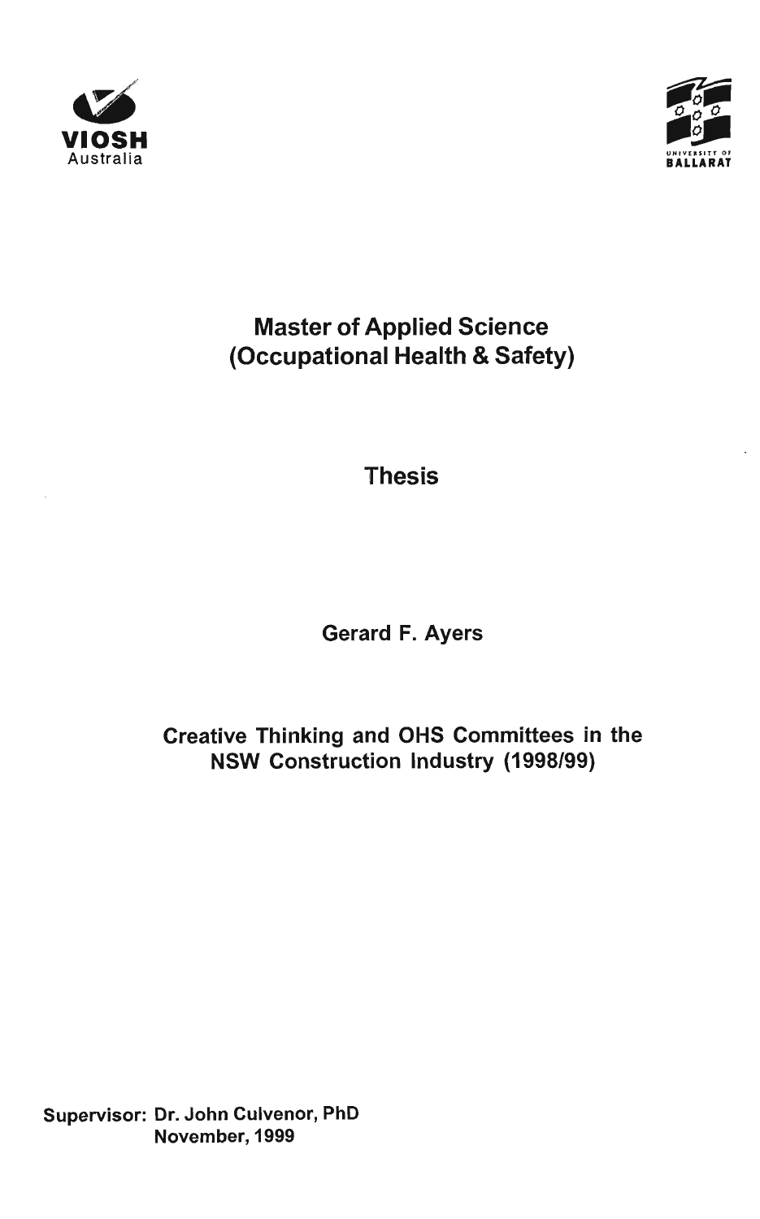VIOSH
Australia

UNIVERSITY OF
BALLARAT

# Master of Applied Science (Occupational Health & Safety)

## Thesis

**Gerard F. Ayers**

**Creative Thinking and OHS Committees in the NSW Construction Industry (1998/99)**

**Supervisor: Dr. John Culvenor, PhD**
**November, 1999**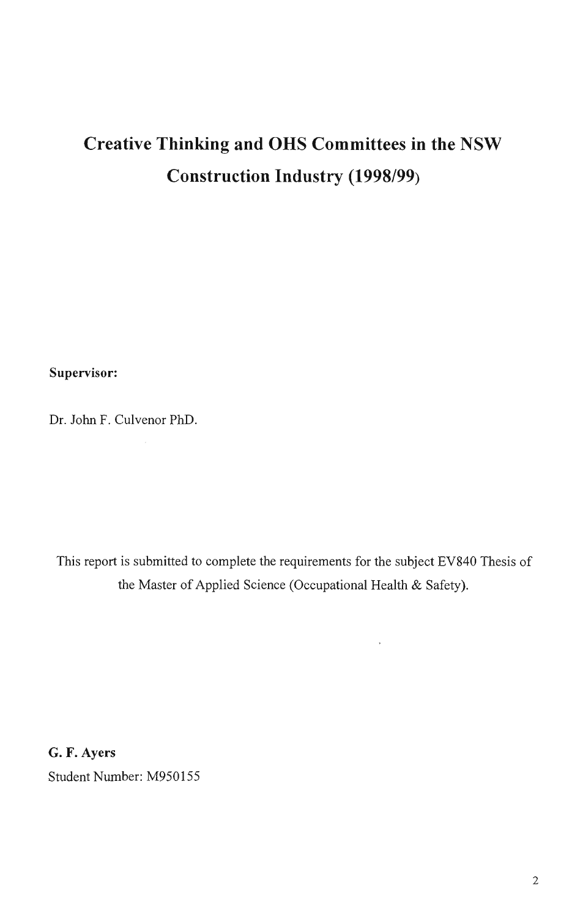# Creative Thinking and OHS Committees in the NSW Construction Industry (1998/99)

**Supervisor:**

Dr. John F. Culvenor PhD.

This report is submitted to complete the requirements for the subject EV840 Thesis of the Master of Applied Science (Occupational Health & Safety).

**G. F. Ayers**

Student Number: M950155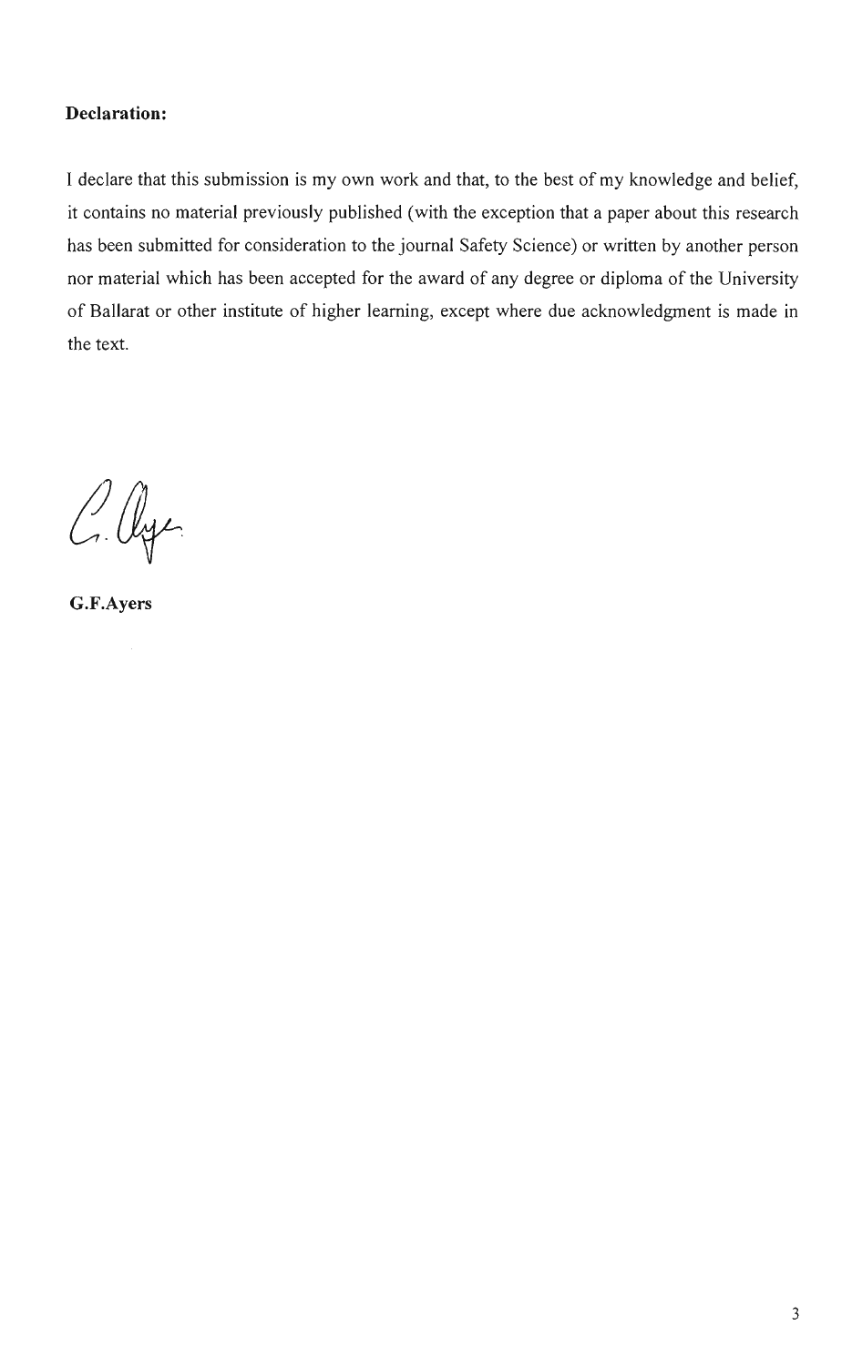**Declaration:**

I declare that this submission is my own work and that, to the best of my knowledge and belief, it contains no material previously published (with the exception that a paper about this research has been submitted for consideration to the journal Safety Science) or written by another person nor material which has been accepted for the award of any degree or diploma of the University of Ballarat or other institute of higher learning, except where due acknowledgment is made in the text.

**G.F.Ayers**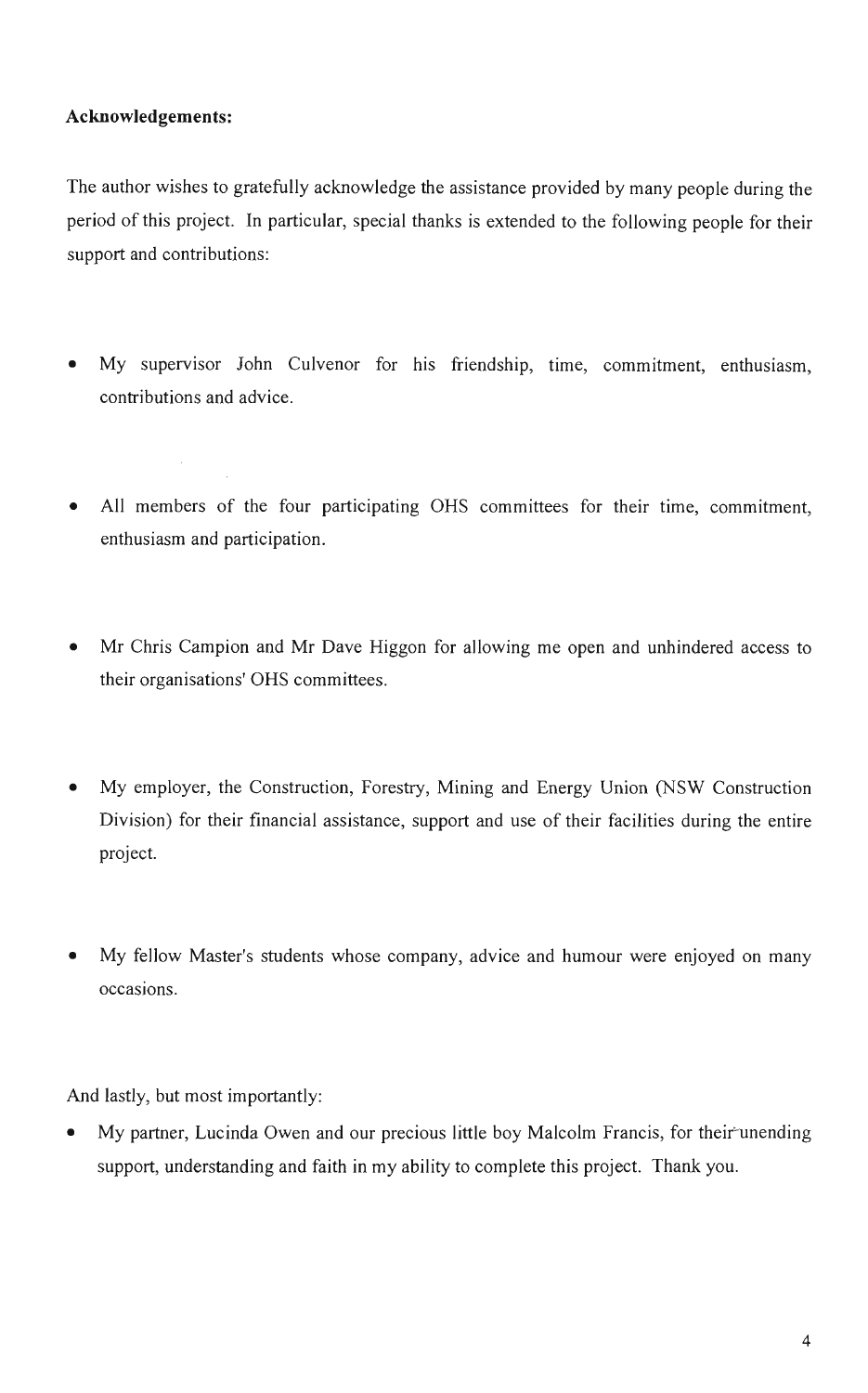**Acknowledgements:**

The author wishes to gratefully acknowledge the assistance provided by many people during the period of this project. In particular, special thanks is extended to the following people for their support and contributions:

- My supervisor John Culvenor for his friendship, time, commitment, enthusiasm, contributions and advice.

- All members of the four participating OHS committees for their time, commitment, enthusiasm and participation.

- Mr Chris Campion and Mr Dave Higgon for allowing me open and unhindered access to their organisations' OHS committees.

- My employer, the Construction, Forestry, Mining and Energy Union (NSW Construction Division) for their financial assistance, support and use of their facilities during the entire project.

- My fellow Master's students whose company, advice and humour were enjoyed on many occasions.

And lastly, but most importantly:

- My partner, Lucinda Owen and our precious little boy Malcolm Francis, for their unending support, understanding and faith in my ability to complete this project. Thank you.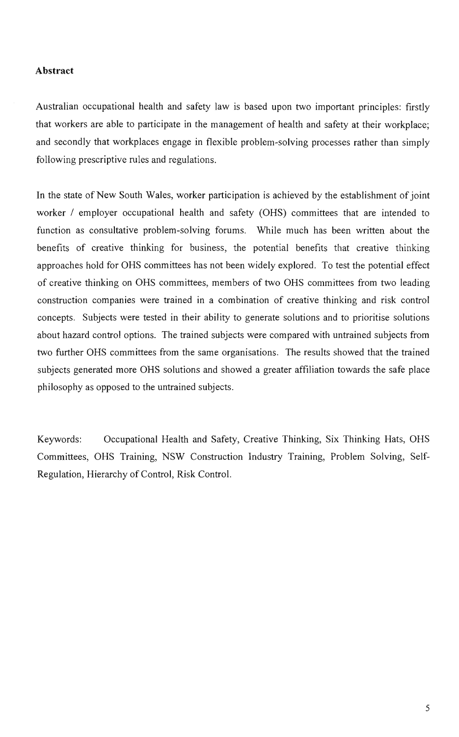**Abstract**

Australian occupational health and safety law is based upon two important principles: firstly that workers are able to participate in the management of health and safety at their workplace; and secondly that workplaces engage in flexible problem-solving processes rather than simply following prescriptive rules and regulations.

In the state of New South Wales, worker participation is achieved by the establishment of joint worker / employer occupational health and safety (OHS) committees that are intended to function as consultative problem-solving forums. While much has been written about the benefits of creative thinking for business, the potential benefits that creative thinking approaches hold for OHS committees has not been widely explored. To test the potential effect of creative thinking on OHS committees, members of two OHS committees from two leading construction companies were trained in a combination of creative thinking and risk control concepts. Subjects were tested in their ability to generate solutions and to prioritise solutions about hazard control options. The trained subjects were compared with untrained subjects from two further OHS committees from the same organisations. The results showed that the trained subjects generated more OHS solutions and showed a greater affiliation towards the safe place philosophy as opposed to the untrained subjects.

Keywords: Occupational Health and Safety, Creative Thinking, Six Thinking Hats, OHS Committees, OHS Training, NSW Construction Industry Training, Problem Solving, Self-Regulation, Hierarchy of Control, Risk Control.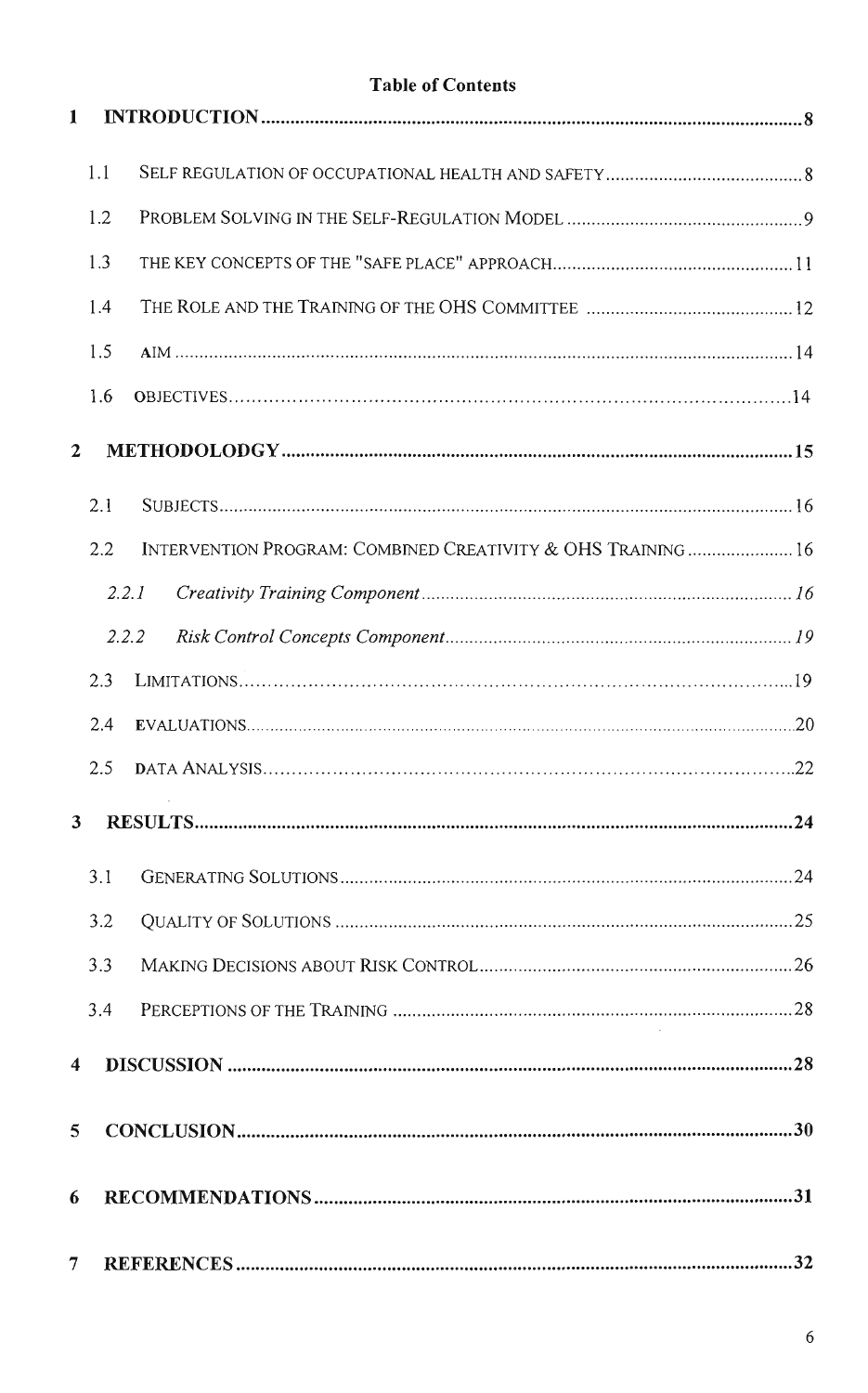**Table of Contents**

1 INTRODUCTION ..... 8

1.1 SELF REGULATION OF OCCUPATIONAL HEALTH AND SAFETY ..... 8

1.2 PROBLEM SOLVING IN THE SELF-REGULATION MODEL ..... 9

1.3 THE KEY CONCEPTS OF THE "SAFE PLACE" APPROACH ..... 11

1.4 THE ROLE AND THE TRAINING OF THE OHS COMMITTEE ..... 12

1.5 AIM ..... 14

1.6 OBJECTIVES ..... 14

2 METHODOLODGY ..... 15

2.1 SUBJECTS ..... 16

2.2 INTERVENTION PROGRAM: COMBINED CREATIVITY & OHS TRAINING ..... 16

*2.2.1 Creativity Training Component* ..... 16

*2.2.2 Risk Control Concepts Component* ..... 19

2.3 LIMITATIONS ..... 19

2.4 EVALUATIONS ..... 20

2.5 DATA ANALYSIS ..... 22

3 RESULTS ..... 24

3.1 GENERATING SOLUTIONS ..... 24

3.2 QUALITY OF SOLUTIONS ..... 25

3.3 MAKING DECISIONS ABOUT RISK CONTROL ..... 26

3.4 PERCEPTIONS OF THE TRAINING ..... 28

4 DISCUSSION ..... 28

5 CONCLUSION ..... 30

6 RECOMMENDATIONS ..... 31

7 REFERENCES ..... 32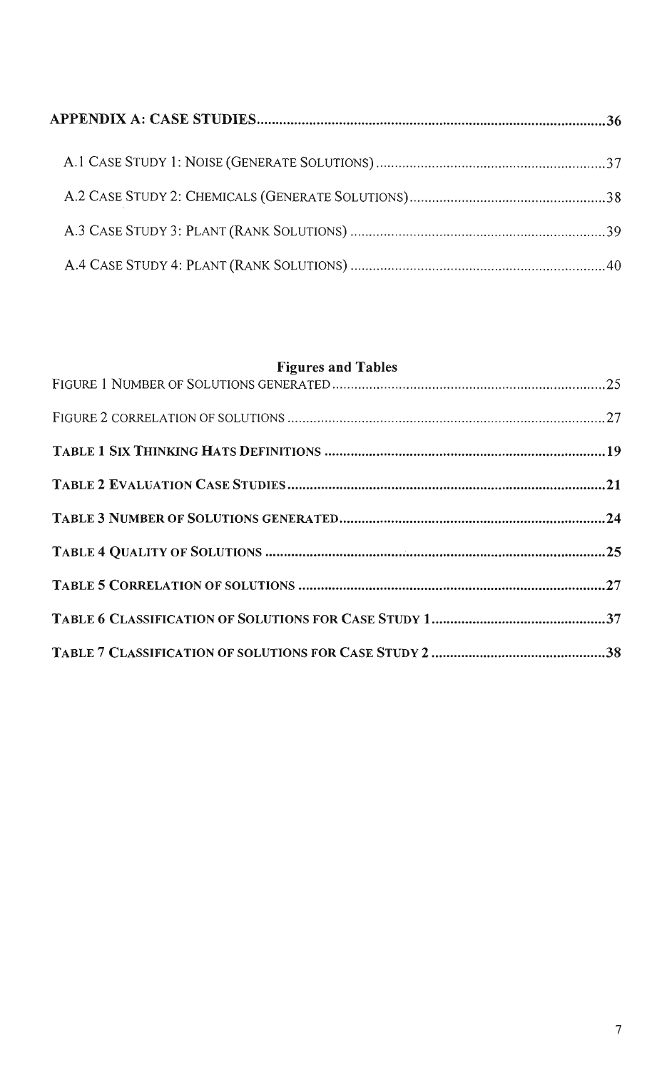**APPENDIX A: CASE STUDIES .......................................................................................... 36**

A.1 CASE STUDY 1: NOISE (GENERATE SOLUTIONS) ........................................................... 37

A.2 CASE STUDY 2: CHEMICALS (GENERATE SOLUTIONS) .................................................. 38

A.3 CASE STUDY 3: PLANT (RANK SOLUTIONS) .................................................................. 39

A.4 CASE STUDY 4: PLANT (RANK SOLUTIONS) .................................................................. 40

**Figures and Tables**

FIGURE 1 NUMBER OF SOLUTIONS GENERATED ....................................................................... 25

FIGURE 2 CORRELATION OF SOLUTIONS ................................................................................... 27

**TABLE 1 SIX THINKING HATS DEFINITIONS ........................................................................ 19**

**TABLE 2 EVALUATION CASE STUDIES .................................................................................. 21**

**TABLE 3 NUMBER OF SOLUTIONS GENERATED .................................................................... 24**

**TABLE 4 QUALITY OF SOLUTIONS ........................................................................................ 25**

**TABLE 5 CORRELATION OF SOLUTIONS ................................................................................ 27**

**TABLE 6 CLASSIFICATION OF SOLUTIONS FOR CASE STUDY 1 ............................................. 37**

**TABLE 7 CLASSIFICATION OF SOLUTIONS FOR CASE STUDY 2 ............................................. 38**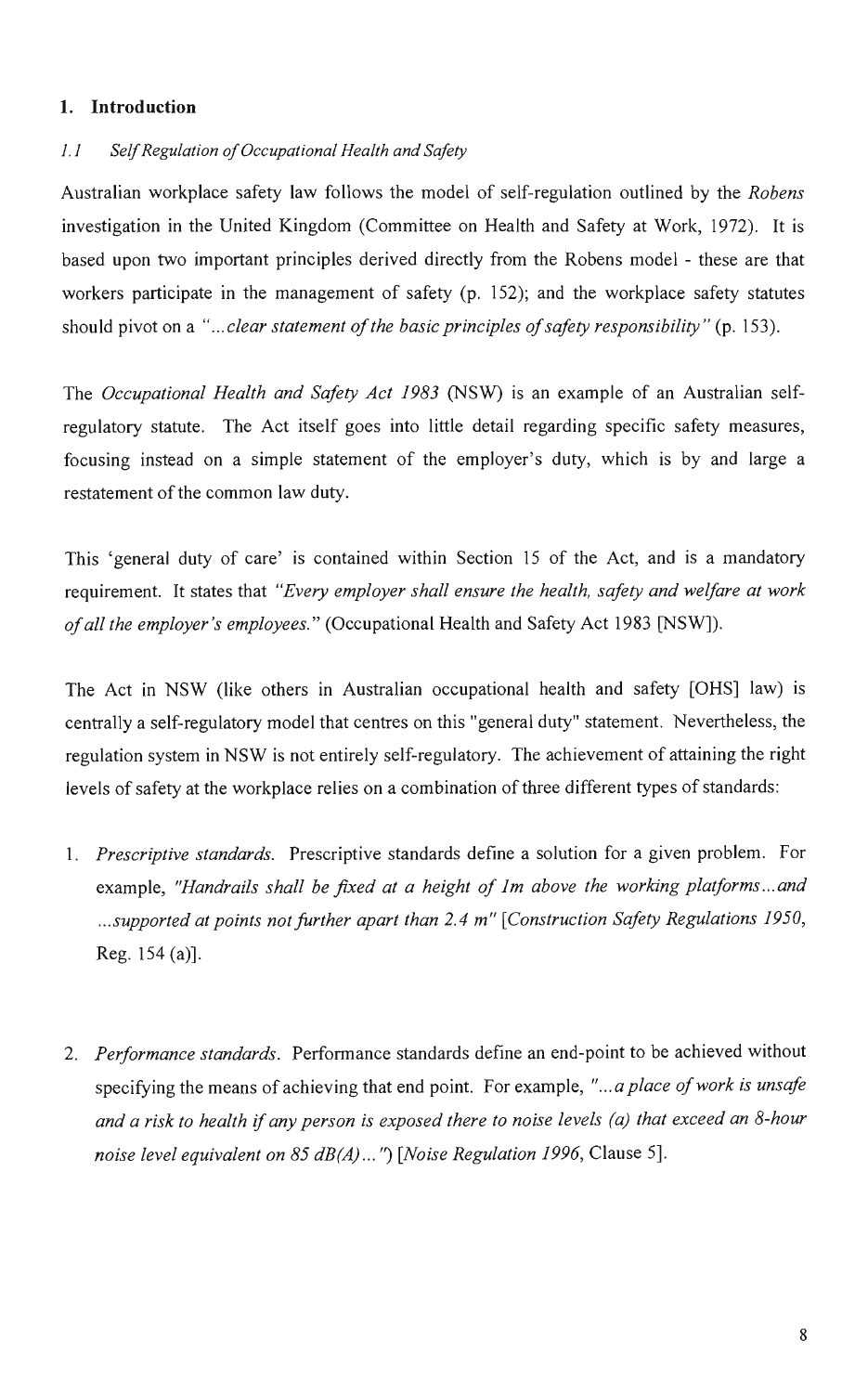## 1. Introduction

### *1.1 Self Regulation of Occupational Health and Safety*

Australian workplace safety law follows the model of self-regulation outlined by the *Robens* investigation in the United Kingdom (Committee on Health and Safety at Work, 1972). It is based upon two important principles derived directly from the Robens model - these are that workers participate in the management of safety (p. 152); and the workplace safety statutes should pivot on a *"...clear statement of the basic principles of safety responsibility"* (p. 153).

The *Occupational Health and Safety Act 1983* (NSW) is an example of an Australian self-regulatory statute. The Act itself goes into little detail regarding specific safety measures, focusing instead on a simple statement of the employer's duty, which is by and large a restatement of the common law duty.

This 'general duty of care' is contained within Section 15 of the Act, and is a mandatory requirement. It states that *"Every employer shall ensure the health, safety and welfare at work of all the employer's employees."* (Occupational Health and Safety Act 1983 [NSW]).

The Act in NSW (like others in Australian occupational health and safety [OHS] law) is centrally a self-regulatory model that centres on this "general duty" statement. Nevertheless, the regulation system in NSW is not entirely self-regulatory. The achievement of attaining the right levels of safety at the workplace relies on a combination of three different types of standards:

1. *Prescriptive standards.* Prescriptive standards define a solution for a given problem. For example, *"Handrails shall be fixed at a height of 1m above the working platforms...and ...supported at points not further apart than 2.4 m"* [*Construction Safety Regulations 1950*, Reg. 154 (a)].

2. *Performance standards.* Performance standards define an end-point to be achieved without specifying the means of achieving that end point. For example, *"...a place of work is unsafe and a risk to health if any person is exposed there to noise levels (a) that exceed an 8-hour noise level equivalent on 85 dB(A)..."*) [*Noise Regulation 1996*, Clause 5].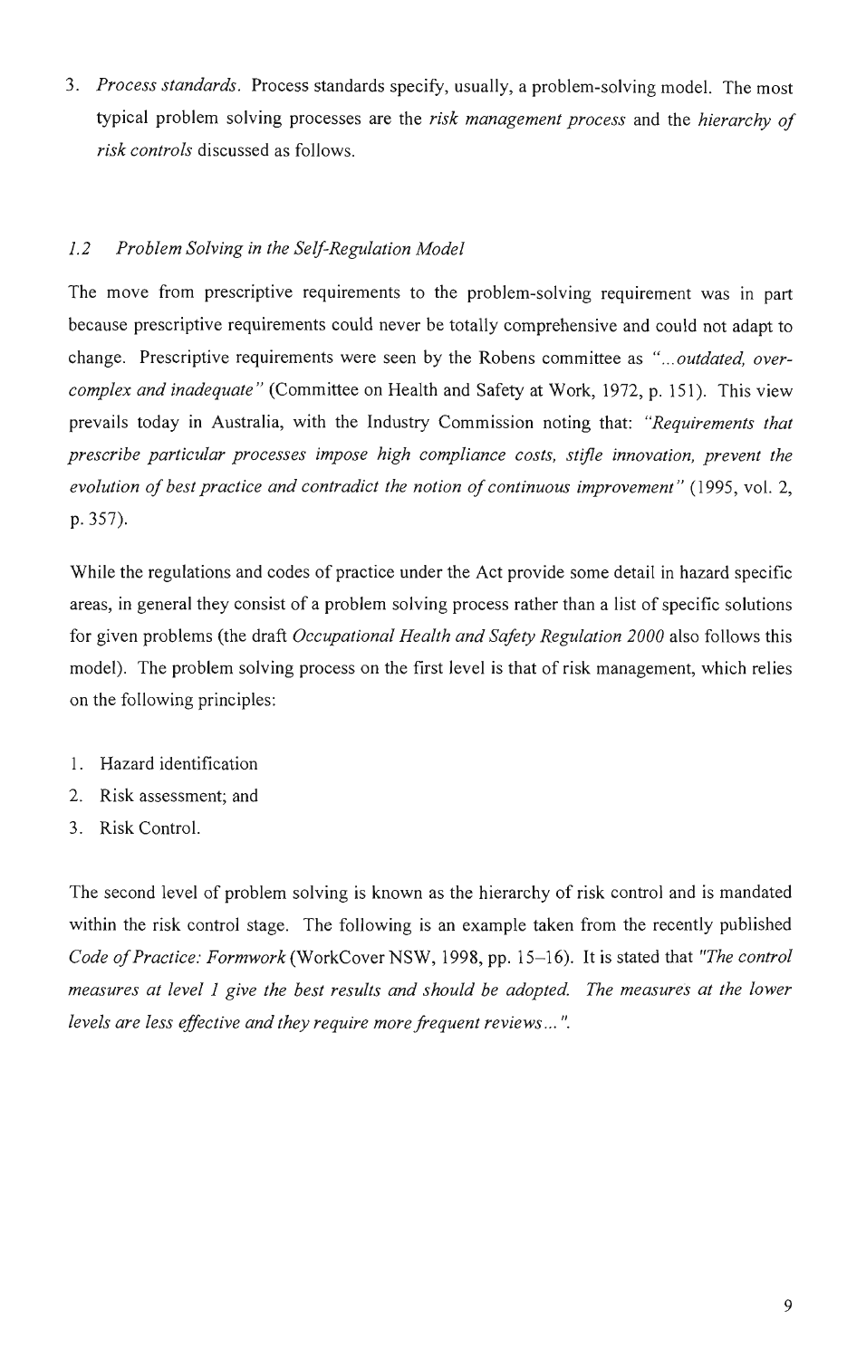3. *Process standards*. Process standards specify, usually, a problem-solving model. The most typical problem solving processes are the *risk management process* and the *hierarchy of risk controls* discussed as follows.

### *1.2 Problem Solving in the Self-Regulation Model*

The move from prescriptive requirements to the problem-solving requirement was in part because prescriptive requirements could never be totally comprehensive and could not adapt to change. Prescriptive requirements were seen by the Robens committee as *"...outdated, over-complex and inadequate"* (Committee on Health and Safety at Work, 1972, p. 151). This view prevails today in Australia, with the Industry Commission noting that: *"Requirements that prescribe particular processes impose high compliance costs, stifle innovation, prevent the evolution of best practice and contradict the notion of continuous improvement"* (1995, vol. 2, p. 357).

While the regulations and codes of practice under the Act provide some detail in hazard specific areas, in general they consist of a problem solving process rather than a list of specific solutions for given problems (the draft *Occupational Health and Safety Regulation 2000* also follows this model). The problem solving process on the first level is that of risk management, which relies on the following principles:

1. Hazard identification
2. Risk assessment; and
3. Risk Control.

The second level of problem solving is known as the hierarchy of risk control and is mandated within the risk control stage. The following is an example taken from the recently published *Code of Practice: Formwork* (WorkCover NSW, 1998, pp. 15–16). It is stated that *"The control measures at level 1 give the best results and should be adopted. The measures at the lower levels are less effective and they require more frequent reviews..."*.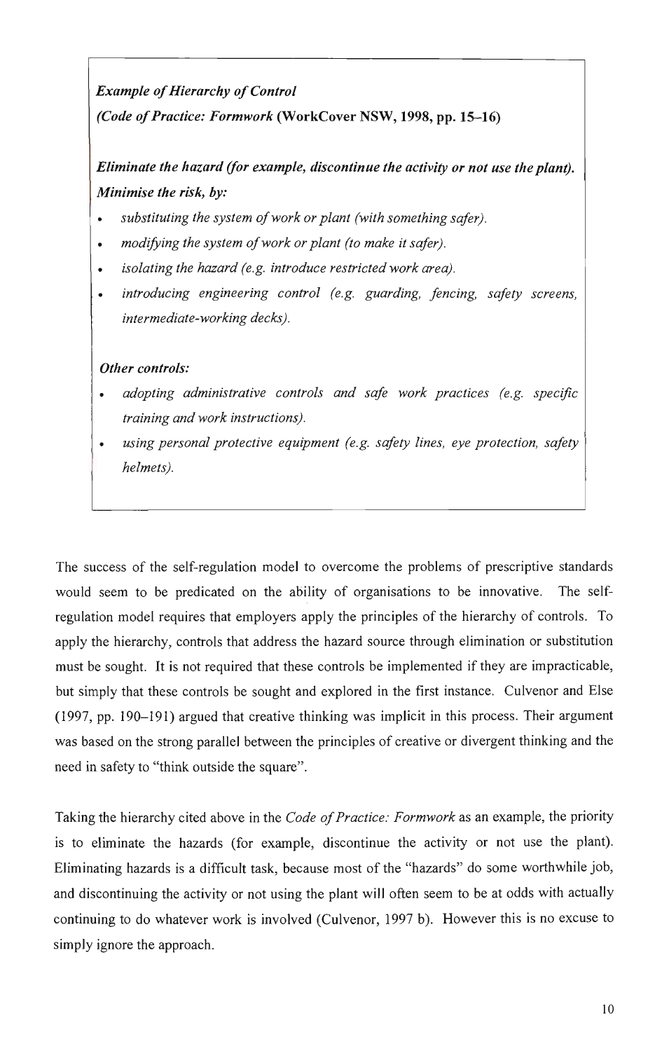***Example of Hierarchy of Control***

***(Code of Practice: Formwork* (WorkCover NSW, 1998, pp. 15–16)**

***Eliminate the hazard (for example, discontinue the activity or not use the plant).***

***Minimise the risk, by:***

- *substituting the system of work or plant (with something safer).*
- *modifying the system of work or plant (to make it safer).*
- *isolating the hazard (e.g. introduce restricted work area).*
- *introducing engineering control (e.g. guarding, fencing, safety screens, intermediate-working decks).*

***Other controls:***

- *adopting administrative controls and safe work practices (e.g. specific training and work instructions).*
- *using personal protective equipment (e.g. safety lines, eye protection, safety helmets).*

The success of the self-regulation model to overcome the problems of prescriptive standards would seem to be predicated on the ability of organisations to be innovative. The self-regulation model requires that employers apply the principles of the hierarchy of controls. To apply the hierarchy, controls that address the hazard source through elimination or substitution must be sought. It is not required that these controls be implemented if they are impracticable, but simply that these controls be sought and explored in the first instance. Culvenor and Else (1997, pp. 190–191) argued that creative thinking was implicit in this process. Their argument was based on the strong parallel between the principles of creative or divergent thinking and the need in safety to "think outside the square".

Taking the hierarchy cited above in the *Code of Practice: Formwork* as an example, the priority is to eliminate the hazards (for example, discontinue the activity or not use the plant). Eliminating hazards is a difficult task, because most of the "hazards" do some worthwhile job, and discontinuing the activity or not using the plant will often seem to be at odds with actually continuing to do whatever work is involved (Culvenor, 1997 b). However this is no excuse to simply ignore the approach.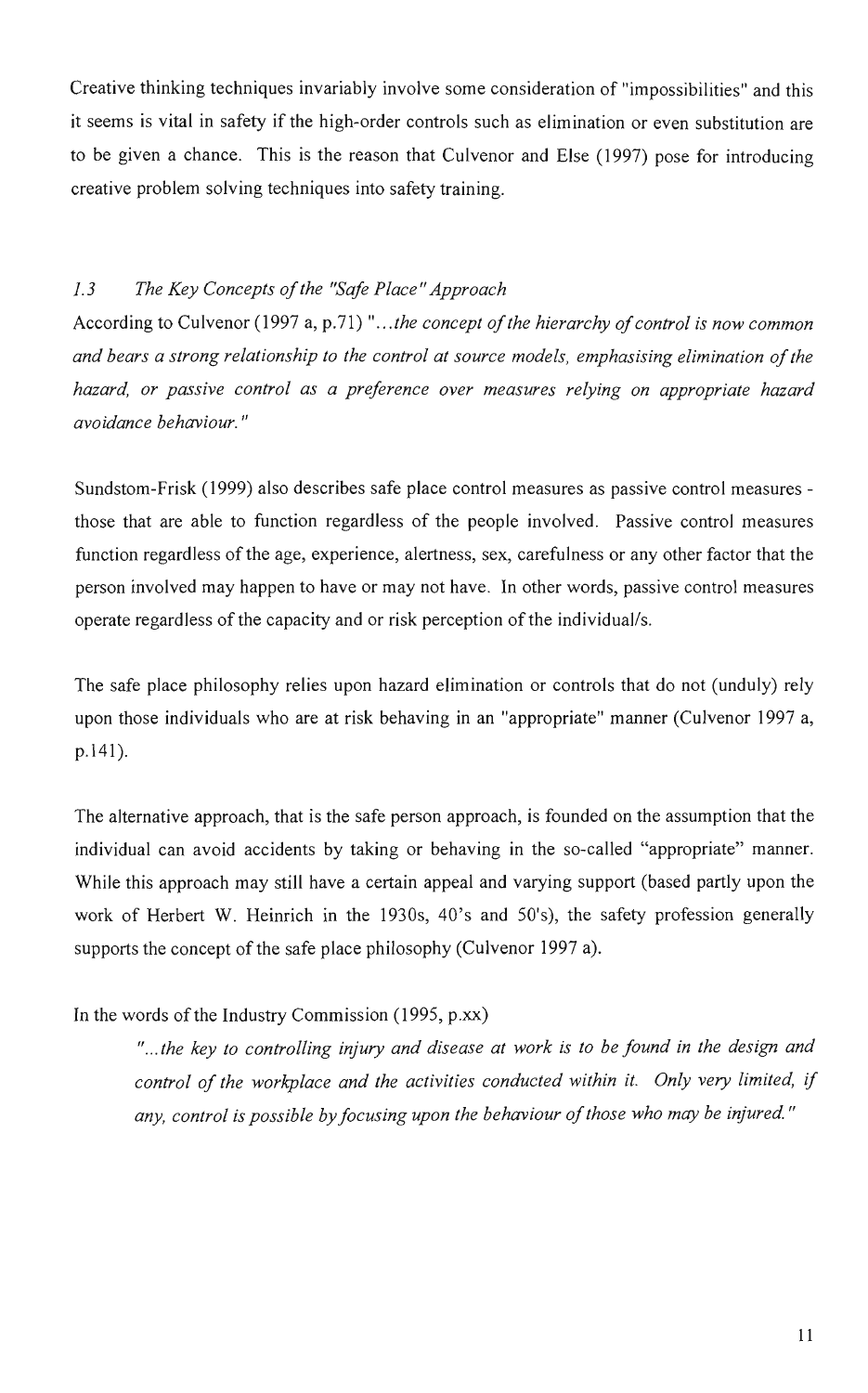Creative thinking techniques invariably involve some consideration of "impossibilities" and this it seems is vital in safety if the high-order controls such as elimination or even substitution are to be given a chance. This is the reason that Culvenor and Else (1997) pose for introducing creative problem solving techniques into safety training.

### *1.3 The Key Concepts of the "Safe Place" Approach*

According to Culvenor (1997 a, p.71) "*...the concept of the hierarchy of control is now common and bears a strong relationship to the control at source models, emphasising elimination of the hazard, or passive control as a preference over measures relying on appropriate hazard avoidance behaviour.*"

Sundstom-Frisk (1999) also describes safe place control measures as passive control measures - those that are able to function regardless of the people involved. Passive control measures function regardless of the age, experience, alertness, sex, carefulness or any other factor that the person involved may happen to have or may not have. In other words, passive control measures operate regardless of the capacity and or risk perception of the individual/s.

The safe place philosophy relies upon hazard elimination or controls that do not (unduly) rely upon those individuals who are at risk behaving in an "appropriate" manner (Culvenor 1997 a, p.141).

The alternative approach, that is the safe person approach, is founded on the assumption that the individual can avoid accidents by taking or behaving in the so-called "appropriate" manner. While this approach may still have a certain appeal and varying support (based partly upon the work of Herbert W. Heinrich in the 1930s, 40's and 50's), the safety profession generally supports the concept of the safe place philosophy (Culvenor 1997 a).

In the words of the Industry Commission (1995, p.xx)

> "*...the key to controlling injury and disease at work is to be found in the design and control of the workplace and the activities conducted within it. Only very limited, if any, control is possible by focusing upon the behaviour of those who may be injured.*"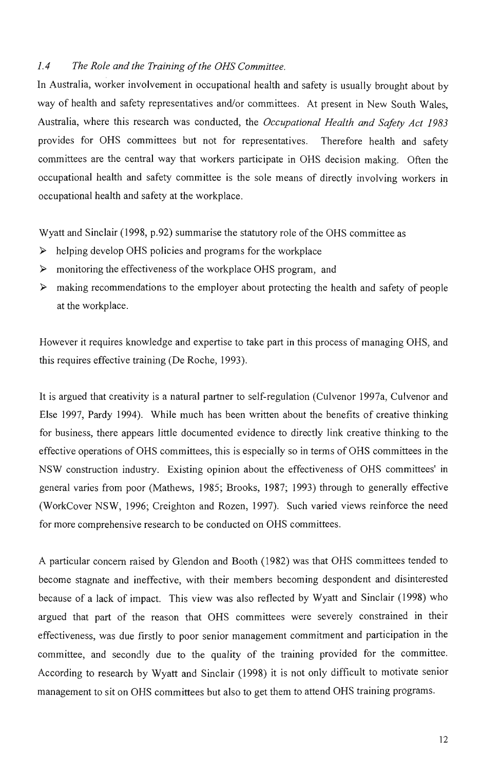### *1.4 The Role and the Training of the OHS Committee.*

In Australia, worker involvement in occupational health and safety is usually brought about by way of health and safety representatives and/or committees. At present in New South Wales, Australia, where this research was conducted, the *Occupational Health and Safety Act 1983* provides for OHS committees but not for representatives. Therefore health and safety committees are the central way that workers participate in OHS decision making. Often the occupational health and safety committee is the sole means of directly involving workers in occupational health and safety at the workplace.

Wyatt and Sinclair (1998, p.92) summarise the statutory role of the OHS committee as

- helping develop OHS policies and programs for the workplace
- monitoring the effectiveness of the workplace OHS program, and
- making recommendations to the employer about protecting the health and safety of people at the workplace.

However it requires knowledge and expertise to take part in this process of managing OHS, and this requires effective training (De Roche, 1993).

It is argued that creativity is a natural partner to self-regulation (Culvenor 1997a, Culvenor and Else 1997, Pardy 1994). While much has been written about the benefits of creative thinking for business, there appears little documented evidence to directly link creative thinking to the effective operations of OHS committees, this is especially so in terms of OHS committees in the NSW construction industry. Existing opinion about the effectiveness of OHS committees' in general varies from poor (Mathews, 1985; Brooks, 1987; 1993) through to generally effective (WorkCover NSW, 1996; Creighton and Rozen, 1997). Such varied views reinforce the need for more comprehensive research to be conducted on OHS committees.

A particular concern raised by Glendon and Booth (1982) was that OHS committees tended to become stagnate and ineffective, with their members becoming despondent and disinterested because of a lack of impact. This view was also reflected by Wyatt and Sinclair (1998) who argued that part of the reason that OHS committees were severely constrained in their effectiveness, was due firstly to poor senior management commitment and participation in the committee, and secondly due to the quality of the training provided for the committee. According to research by Wyatt and Sinclair (1998) it is not only difficult to motivate senior management to sit on OHS committees but also to get them to attend OHS training programs.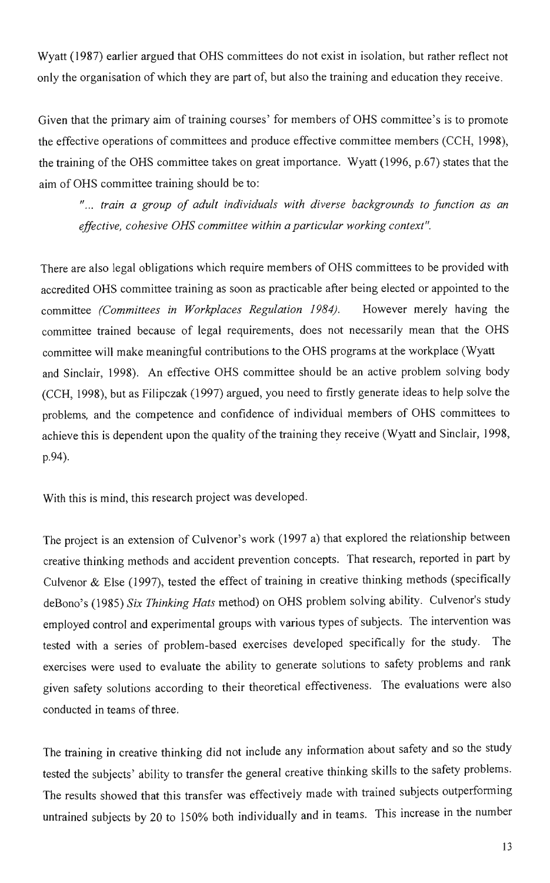Wyatt (1987) earlier argued that OHS committees do not exist in isolation, but rather reflect not only the organisation of which they are part of, but also the training and education they receive.

Given that the primary aim of training courses' for members of OHS committee's is to promote the effective operations of committees and produce effective committee members (CCH, 1998), the training of the OHS committee takes on great importance. Wyatt (1996, p.67) states that the aim of OHS committee training should be to:

> *"... train a group of adult individuals with diverse backgrounds to function as an effective, cohesive OHS committee within a particular working context".*

There are also legal obligations which require members of OHS committees to be provided with accredited OHS committee training as soon as practicable after being elected or appointed to the committee *(Committees in Workplaces Regulation 1984).* However merely having the committee trained because of legal requirements, does not necessarily mean that the OHS committee will make meaningful contributions to the OHS programs at the workplace (Wyatt and Sinclair, 1998). An effective OHS committee should be an active problem solving body (CCH, 1998), but as Filipczak (1997) argued, you need to firstly generate ideas to help solve the problems, and the competence and confidence of individual members of OHS committees to achieve this is dependent upon the quality of the training they receive (Wyatt and Sinclair, 1998, p.94).

With this is mind, this research project was developed.

The project is an extension of Culvenor's work (1997 a) that explored the relationship between creative thinking methods and accident prevention concepts. That research, reported in part by Culvenor & Else (1997), tested the effect of training in creative thinking methods (specifically deBono's (1985) *Six Thinking Hats* method) on OHS problem solving ability. Culvenor's study employed control and experimental groups with various types of subjects. The intervention was tested with a series of problem-based exercises developed specifically for the study. The exercises were used to evaluate the ability to generate solutions to safety problems and rank given safety solutions according to their theoretical effectiveness. The evaluations were also conducted in teams of three.

The training in creative thinking did not include any information about safety and so the study tested the subjects' ability to transfer the general creative thinking skills to the safety problems. The results showed that this transfer was effectively made with trained subjects outperforming untrained subjects by 20 to 150% both individually and in teams. This increase in the number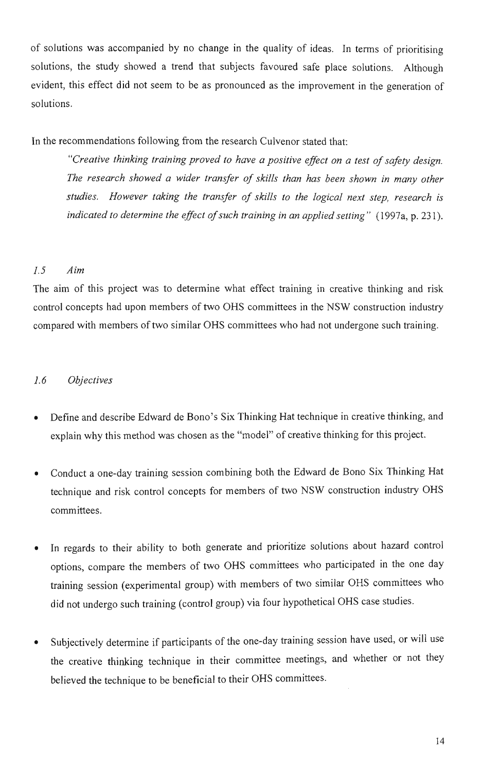of solutions was accompanied by no change in the quality of ideas. In terms of prioritising solutions, the study showed a trend that subjects favoured safe place solutions. Although evident, this effect did not seem to be as pronounced as the improvement in the generation of solutions.

In the recommendations following from the research Culvenor stated that:

> *"Creative thinking training proved to have a positive effect on a test of safety design. The research showed a wider transfer of skills than has been shown in many other studies. However taking the transfer of skills to the logical next step, research is indicated to determine the effect of such training in an applied setting"* (1997a, p. 231).

### *1.5 Aim*

The aim of this project was to determine what effect training in creative thinking and risk control concepts had upon members of two OHS committees in the NSW construction industry compared with members of two similar OHS committees who had not undergone such training.

### *1.6 Objectives*

- Define and describe Edward de Bono's Six Thinking Hat technique in creative thinking, and explain why this method was chosen as the "model" of creative thinking for this project.

- Conduct a one-day training session combining both the Edward de Bono Six Thinking Hat technique and risk control concepts for members of two NSW construction industry OHS committees.

- In regards to their ability to both generate and prioritize solutions about hazard control options, compare the members of two OHS committees who participated in the one day training session (experimental group) with members of two similar OHS committees who did not undergo such training (control group) via four hypothetical OHS case studies.

- Subjectively determine if participants of the one-day training session have used, or will use the creative thinking technique in their committee meetings, and whether or not they believed the technique to be beneficial to their OHS committees.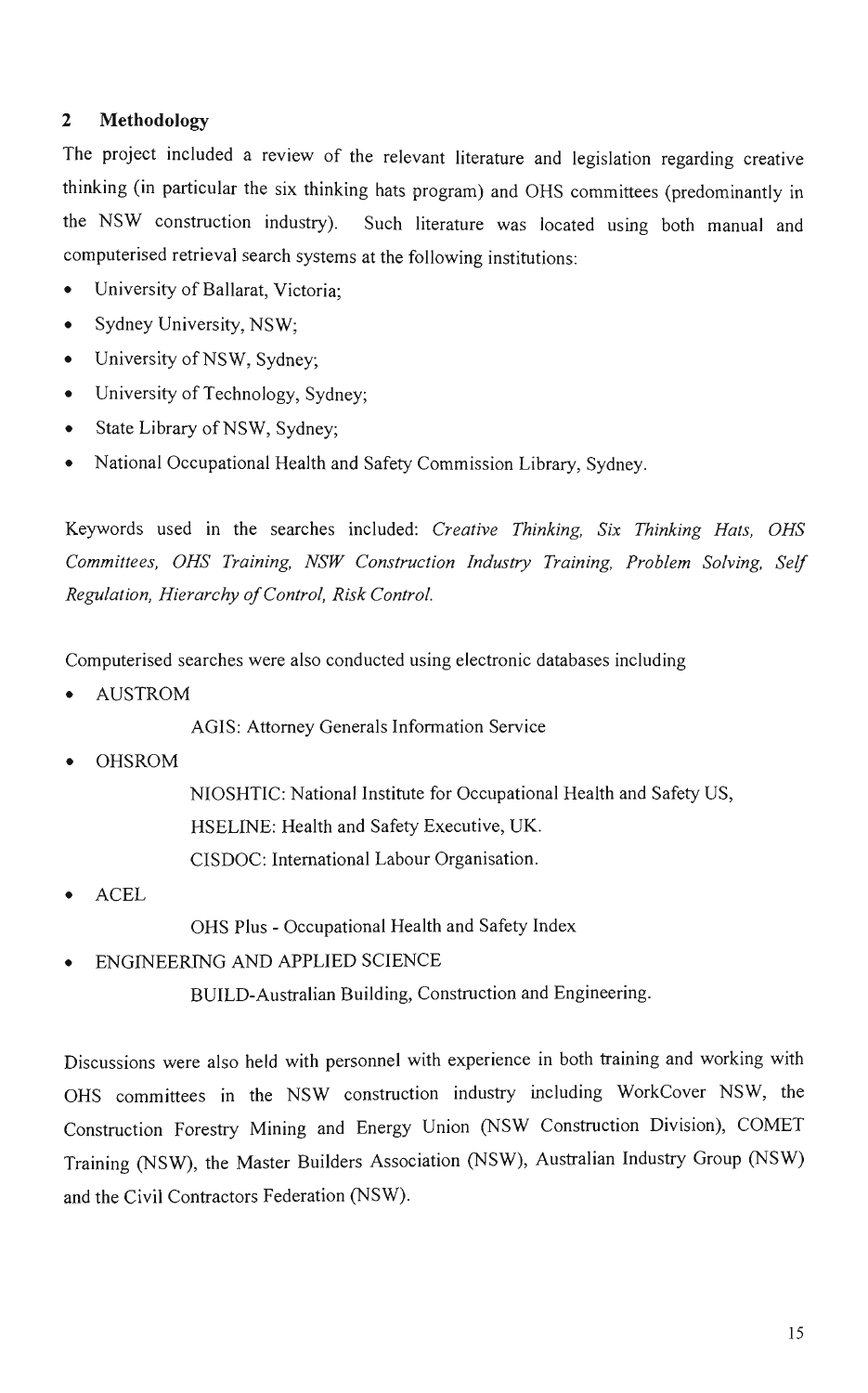## 2 Methodology

The project included a review of the relevant literature and legislation regarding creative thinking (in particular the six thinking hats program) and OHS committees (predominantly in the NSW construction industry). Such literature was located using both manual and computerised retrieval search systems at the following institutions:

- University of Ballarat, Victoria;
- Sydney University, NSW;
- University of NSW, Sydney;
- University of Technology, Sydney;
- State Library of NSW, Sydney;
- National Occupational Health and Safety Commission Library, Sydney.

Keywords used in the searches included: *Creative Thinking, Six Thinking Hats, OHS Committees, OHS Training, NSW Construction Industry Training, Problem Solving, Self Regulation, Hierarchy of Control, Risk Control.*

Computerised searches were also conducted using electronic databases including

- AUSTROM
  - AGIS: Attorney Generals Information Service
- OHSROM
  - NIOSHTIC: National Institute for Occupational Health and Safety US,
  - HSELINE: Health and Safety Executive, UK.
  - CISDOC: International Labour Organisation.
- ACEL
  - OHS Plus - Occupational Health and Safety Index
- ENGINEERING AND APPLIED SCIENCE
  - BUILD-Australian Building, Construction and Engineering.

Discussions were also held with personnel with experience in both training and working with OHS committees in the NSW construction industry including WorkCover NSW, the Construction Forestry Mining and Energy Union (NSW Construction Division), COMET Training (NSW), the Master Builders Association (NSW), Australian Industry Group (NSW) and the Civil Contractors Federation (NSW).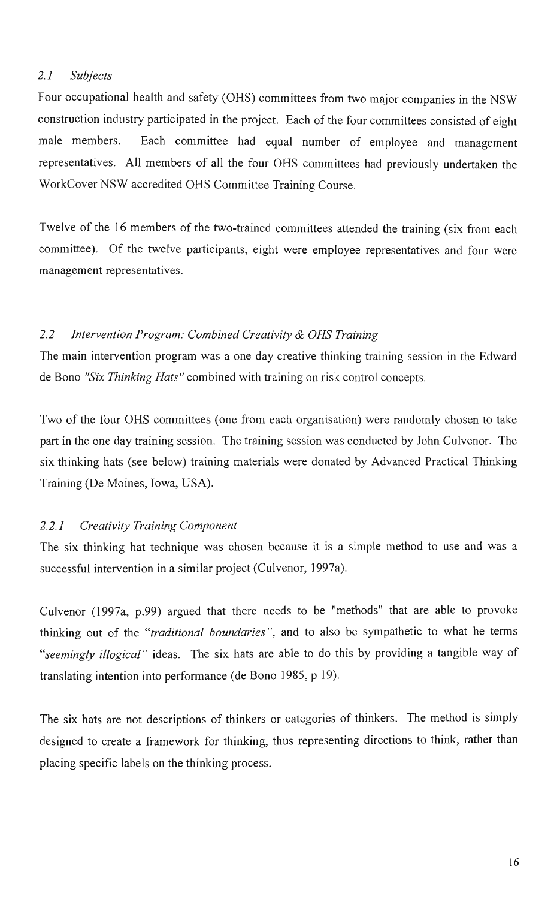### *2.1 Subjects*

Four occupational health and safety (OHS) committees from two major companies in the NSW construction industry participated in the project. Each of the four committees consisted of eight male members. Each committee had equal number of employee and management representatives. All members of all the four OHS committees had previously undertaken the WorkCover NSW accredited OHS Committee Training Course.

Twelve of the 16 members of the two-trained committees attended the training (six from each committee). Of the twelve participants, eight were employee representatives and four were management representatives.

### *2.2 Intervention Program: Combined Creativity & OHS Training*

The main intervention program was a one day creative thinking training session in the Edward de Bono *"Six Thinking Hats"* combined with training on risk control concepts.

Two of the four OHS committees (one from each organisation) were randomly chosen to take part in the one day training session. The training session was conducted by John Culvenor. The six thinking hats (see below) training materials were donated by Advanced Practical Thinking Training (De Moines, Iowa, USA).

#### *2.2.1 Creativity Training Component*

The six thinking hat technique was chosen because it is a simple method to use and was a successful intervention in a similar project (Culvenor, 1997a).

Culvenor (1997a, p.99) argued that there needs to be "methods" that are able to provoke thinking out of the *"traditional boundaries"*, and to also be sympathetic to what he terms *"seemingly illogical"* ideas. The six hats are able to do this by providing a tangible way of translating intention into performance (de Bono 1985, p 19).

The six hats are not descriptions of thinkers or categories of thinkers. The method is simply designed to create a framework for thinking, thus representing directions to think, rather than placing specific labels on the thinking process.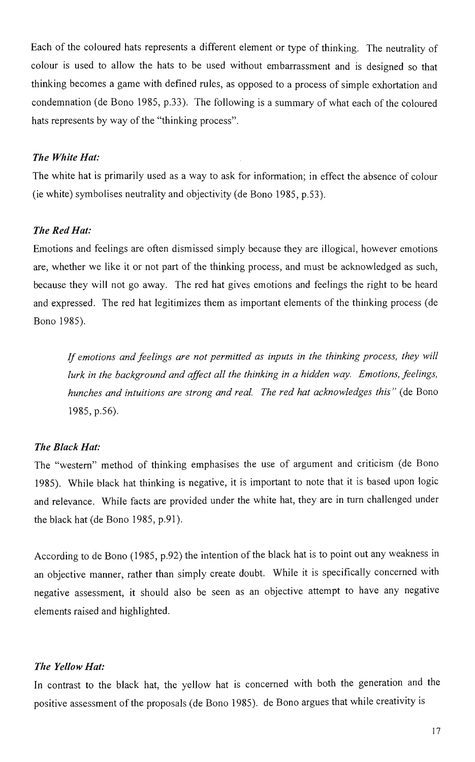Each of the coloured hats represents a different element or type of thinking. The neutrality of colour is used to allow the hats to be used without embarrassment and is designed so that thinking becomes a game with defined rules, as opposed to a process of simple exhortation and condemnation (de Bono 1985, p.33). The following is a summary of what each of the coloured hats represents by way of the "thinking process".

### *The White Hat:*

The white hat is primarily used as a way to ask for information; in effect the absence of colour (ie white) symbolises neutrality and objectivity (de Bono 1985, p.53).

### *The Red Hat:*

Emotions and feelings are often dismissed simply because they are illogical, however emotions are, whether we like it or not part of the thinking process, and must be acknowledged as such, because they will not go away. The red hat gives emotions and feelings the right to be heard and expressed. The red hat legitimizes them as important elements of the thinking process (de Bono 1985).

> *If emotions and feelings are not permitted as inputs in the thinking process, they will lurk in the background and affect all the thinking in a hidden way. Emotions, feelings, hunches and intuitions are strong and real. The red hat acknowledges this"* (de Bono 1985, p.56).

### *The Black Hat:*

The "western" method of thinking emphasises the use of argument and criticism (de Bono 1985). While black hat thinking is negative, it is important to note that it is based upon logic and relevance. While facts are provided under the white hat, they are in turn challenged under the black hat (de Bono 1985, p.91).

According to de Bono (1985, p.92) the intention of the black hat is to point out any weakness in an objective manner, rather than simply create doubt. While it is specifically concerned with negative assessment, it should also be seen as an objective attempt to have any negative elements raised and highlighted.

### *The Yellow Hat:*

In contrast to the black hat, the yellow hat is concerned with both the generation and the positive assessment of the proposals (de Bono 1985). de Bono argues that while creativity is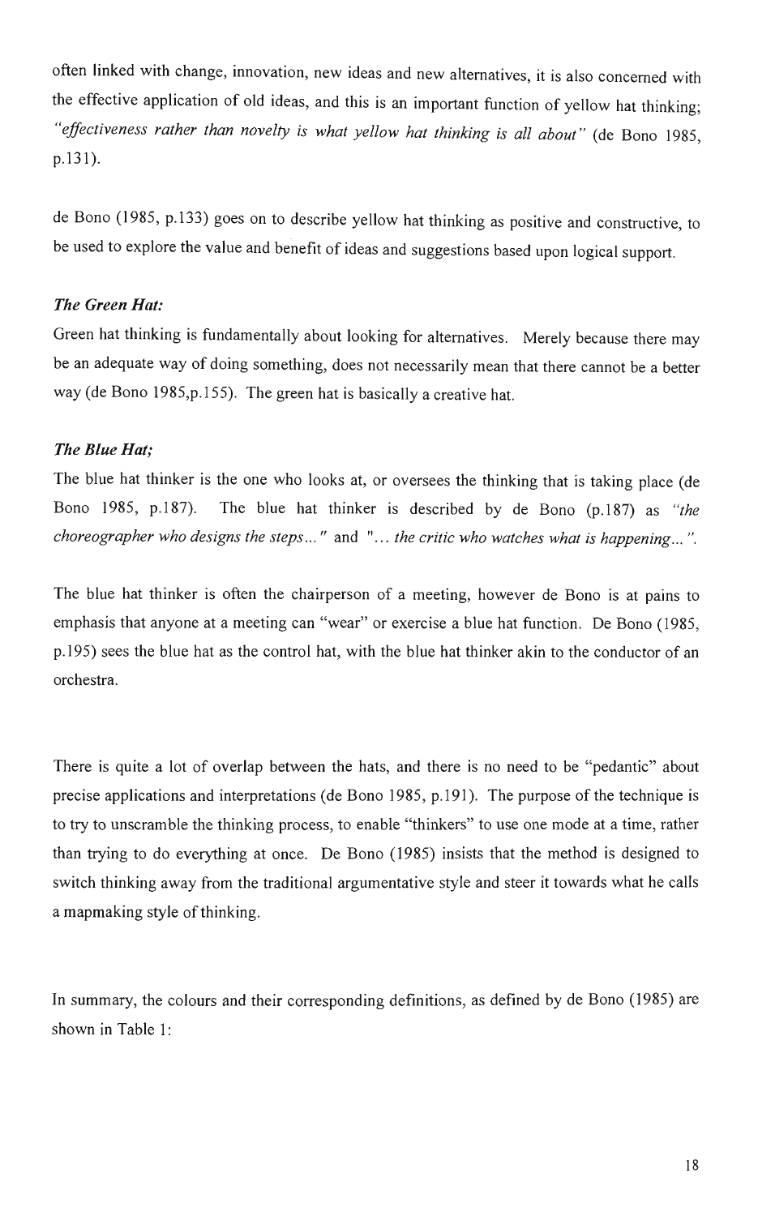often linked with change, innovation, new ideas and new alternatives, it is also concerned with the effective application of old ideas, and this is an important function of yellow hat thinking; *"effectiveness rather than novelty is what yellow hat thinking is all about"* (de Bono 1985, p.131).

de Bono (1985, p.133) goes on to describe yellow hat thinking as positive and constructive, to be used to explore the value and benefit of ideas and suggestions based upon logical support.

### *The Green Hat:*

Green hat thinking is fundamentally about looking for alternatives. Merely because there may be an adequate way of doing something, does not necessarily mean that there cannot be a better way (de Bono 1985,p.155). The green hat is basically a creative hat.

### *The Blue Hat;*

The blue hat thinker is the one who looks at, or oversees the thinking that is taking place (de Bono 1985, p.187). The blue hat thinker is described by de Bono (p.187) as *"the choreographer who designs the steps..."* and *"... the critic who watches what is happening..."*.

The blue hat thinker is often the chairperson of a meeting, however de Bono is at pains to emphasis that anyone at a meeting can "wear" or exercise a blue hat function. De Bono (1985, p.195) sees the blue hat as the control hat, with the blue hat thinker akin to the conductor of an orchestra.

There is quite a lot of overlap between the hats, and there is no need to be "pedantic" about precise applications and interpretations (de Bono 1985, p.191). The purpose of the technique is to try to unscramble the thinking process, to enable "thinkers" to use one mode at a time, rather than trying to do everything at once. De Bono (1985) insists that the method is designed to switch thinking away from the traditional argumentative style and steer it towards what he calls a mapmaking style of thinking.

In summary, the colours and their corresponding definitions, as defined by de Bono (1985) are shown in Table 1: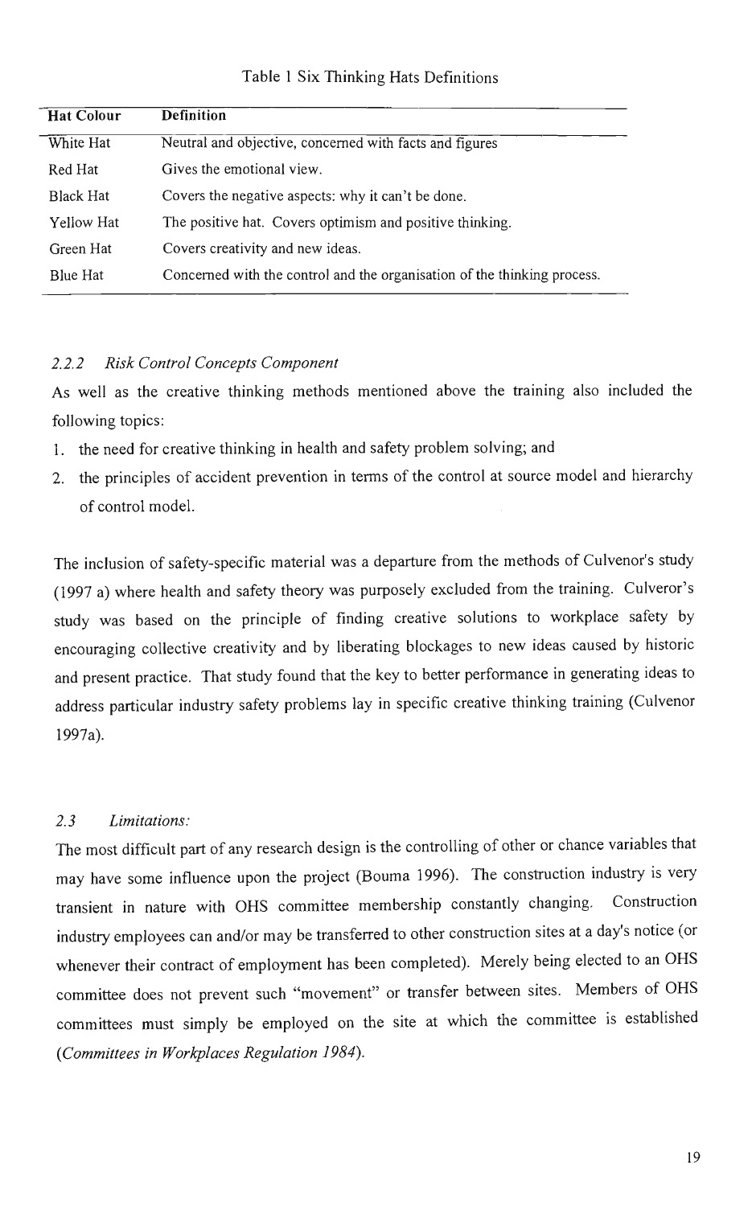Table 1 Six Thinking Hats Definitions

| Hat Colour | Definition |
|---|---|
| White Hat | Neutral and objective, concerned with facts and figures |
| Red Hat | Gives the emotional view. |
| Black Hat | Covers the negative aspects: why it can't be done. |
| Yellow Hat | The positive hat. Covers optimism and positive thinking. |
| Green Hat | Covers creativity and new ideas. |
| Blue Hat | Concerned with the control and the organisation of the thinking process. |

### 2.2.2 *Risk Control Concepts Component*

As well as the creative thinking methods mentioned above the training also included the following topics:

1. the need for creative thinking in health and safety problem solving; and
2. the principles of accident prevention in terms of the control at source model and hierarchy of control model.

The inclusion of safety-specific material was a departure from the methods of Culvenor's study (1997 a) where health and safety theory was purposely excluded from the training. Culveror's study was based on the principle of finding creative solutions to workplace safety by encouraging collective creativity and by liberating blockages to new ideas caused by historic and present practice. That study found that the key to better performance in generating ideas to address particular industry safety problems lay in specific creative thinking training (Culvenor 1997a).

## 2.3 *Limitations:*

The most difficult part of any research design is the controlling of other or chance variables that may have some influence upon the project (Bouma 1996). The construction industry is very transient in nature with OHS committee membership constantly changing. Construction industry employees can and/or may be transferred to other construction sites at a day's notice (or whenever their contract of employment has been completed). Merely being elected to an OHS committee does not prevent such "movement" or transfer between sites. Members of OHS committees must simply be employed on the site at which the committee is established (*Committees in Workplaces Regulation 1984*).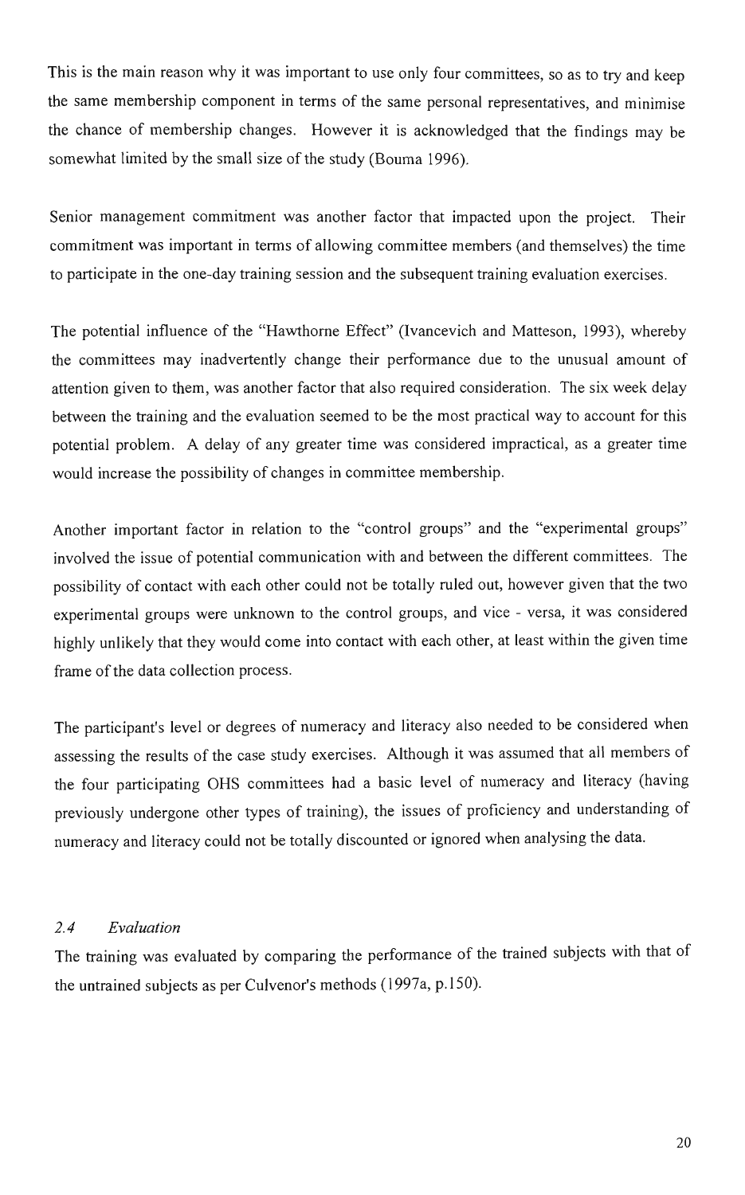This is the main reason why it was important to use only four committees, so as to try and keep the same membership component in terms of the same personal representatives, and minimise the chance of membership changes. However it is acknowledged that the findings may be somewhat limited by the small size of the study (Bouma 1996).

Senior management commitment was another factor that impacted upon the project. Their commitment was important in terms of allowing committee members (and themselves) the time to participate in the one-day training session and the subsequent training evaluation exercises.

The potential influence of the "Hawthorne Effect" (Ivancevich and Matteson, 1993), whereby the committees may inadvertently change their performance due to the unusual amount of attention given to them, was another factor that also required consideration. The six week delay between the training and the evaluation seemed to be the most practical way to account for this potential problem. A delay of any greater time was considered impractical, as a greater time would increase the possibility of changes in committee membership.

Another important factor in relation to the "control groups" and the "experimental groups" involved the issue of potential communication with and between the different committees. The possibility of contact with each other could not be totally ruled out, however given that the two experimental groups were unknown to the control groups, and vice - versa, it was considered highly unlikely that they would come into contact with each other, at least within the given time frame of the data collection process.

The participant's level or degrees of numeracy and literacy also needed to be considered when assessing the results of the case study exercises. Although it was assumed that all members of the four participating OHS committees had a basic level of numeracy and literacy (having previously undergone other types of training), the issues of proficiency and understanding of numeracy and literacy could not be totally discounted or ignored when analysing the data.

### *2.4 Evaluation*

The training was evaluated by comparing the performance of the trained subjects with that of the untrained subjects as per Culvenor's methods (1997a, p.150).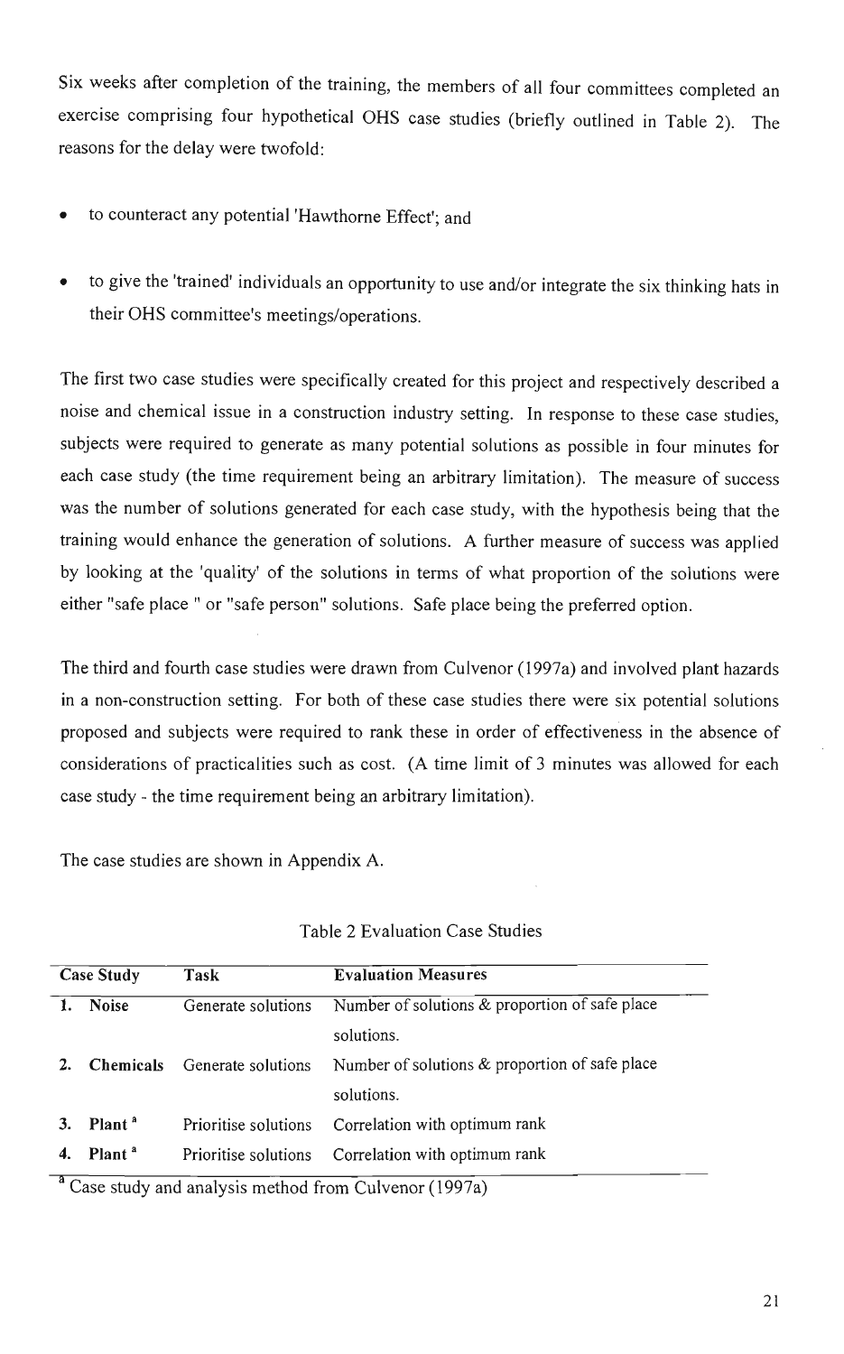Six weeks after completion of the training, the members of all four committees completed an exercise comprising four hypothetical OHS case studies (briefly outlined in Table 2). The reasons for the delay were twofold:

- to counteract any potential 'Hawthorne Effect'; and
- to give the 'trained' individuals an opportunity to use and/or integrate the six thinking hats in their OHS committee's meetings/operations.

The first two case studies were specifically created for this project and respectively described a noise and chemical issue in a construction industry setting. In response to these case studies, subjects were required to generate as many potential solutions as possible in four minutes for each case study (the time requirement being an arbitrary limitation). The measure of success was the number of solutions generated for each case study, with the hypothesis being that the training would enhance the generation of solutions. A further measure of success was applied by looking at the 'quality' of the solutions in terms of what proportion of the solutions were either "safe place " or "safe person" solutions. Safe place being the preferred option.

The third and fourth case studies were drawn from Culvenor (1997a) and involved plant hazards in a non-construction setting. For both of these case studies there were six potential solutions proposed and subjects were required to rank these in order of effectiveness in the absence of considerations of practicalities such as cost. (A time limit of 3 minutes was allowed for each case study - the time requirement being an arbitrary limitation).

The case studies are shown in Appendix A.

Table 2 Evaluation Case Studies

| Case Study | Task | Evaluation Measures |
|---|---|---|
| **1. Noise** | Generate solutions | Number of solutions & proportion of safe place solutions. |
| **2. Chemicals** | Generate solutions | Number of solutions & proportion of safe place solutions. |
| **3. Plant** [a] | Prioritise solutions | Correlation with optimum rank |
| **4. Plant** [a] | Prioritise solutions | Correlation with optimum rank |

[a] Case study and analysis method from Culvenor (1997a)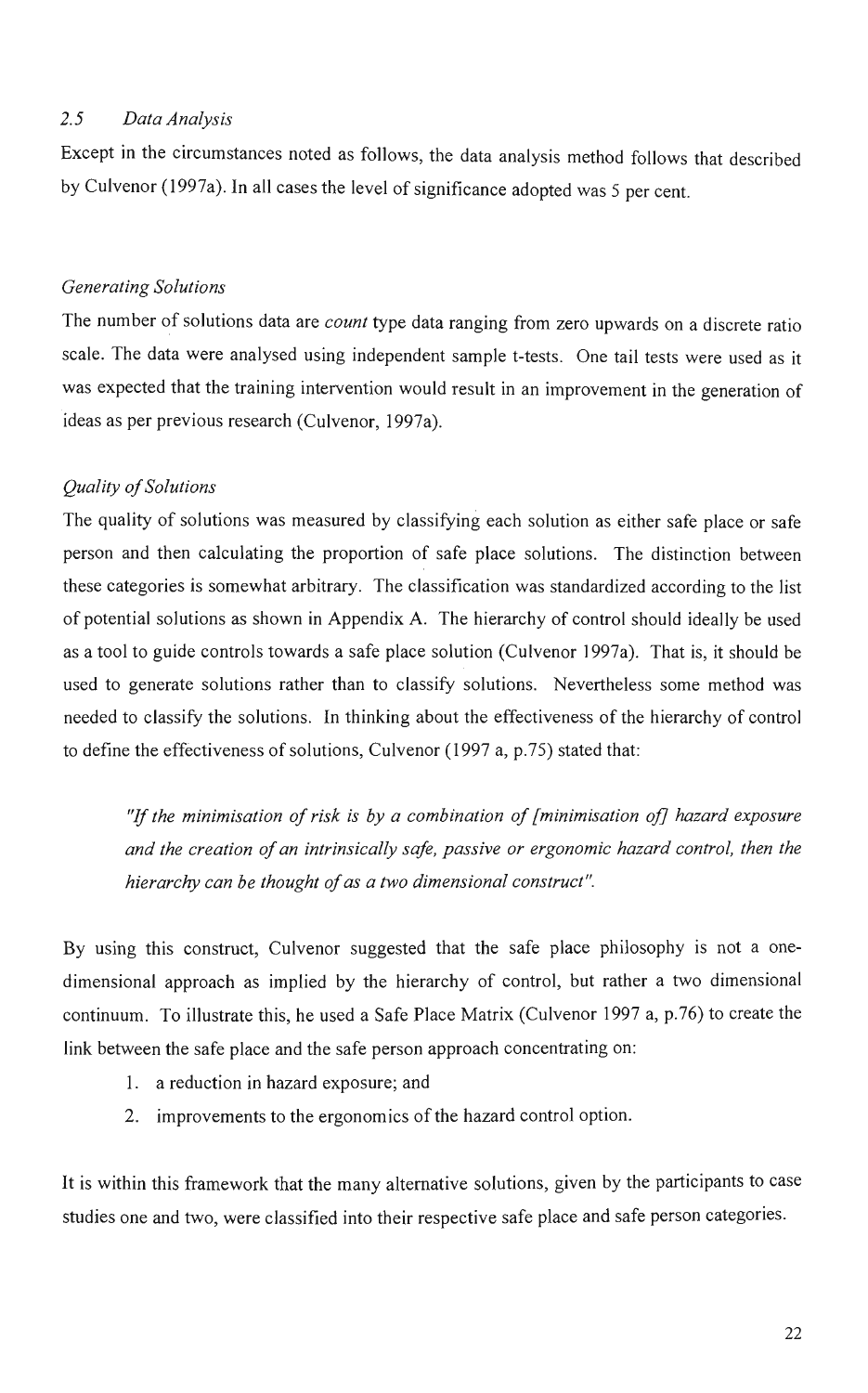### *2.5 Data Analysis*

Except in the circumstances noted as follows, the data analysis method follows that described by Culvenor (1997a). In all cases the level of significance adopted was 5 per cent.

#### *Generating Solutions*

The number of solutions data are *count* type data ranging from zero upwards on a discrete ratio scale. The data were analysed using independent sample t-tests. One tail tests were used as it was expected that the training intervention would result in an improvement in the generation of ideas as per previous research (Culvenor, 1997a).

#### *Quality of Solutions*

The quality of solutions was measured by classifying each solution as either safe place or safe person and then calculating the proportion of safe place solutions. The distinction between these categories is somewhat arbitrary. The classification was standardized according to the list of potential solutions as shown in Appendix A. The hierarchy of control should ideally be used as a tool to guide controls towards a safe place solution (Culvenor 1997a). That is, it should be used to generate solutions rather than to classify solutions. Nevertheless some method was needed to classify the solutions. In thinking about the effectiveness of the hierarchy of control to define the effectiveness of solutions, Culvenor (1997 a, p.75) stated that:

> *"If the minimisation of risk is by a combination of [minimisation of] hazard exposure and the creation of an intrinsically safe, passive or ergonomic hazard control, then the hierarchy can be thought of as a two dimensional construct".*

By using this construct, Culvenor suggested that the safe place philosophy is not a one-dimensional approach as implied by the hierarchy of control, but rather a two dimensional continuum. To illustrate this, he used a Safe Place Matrix (Culvenor 1997 a, p.76) to create the link between the safe place and the safe person approach concentrating on:

1. a reduction in hazard exposure; and
2. improvements to the ergonomics of the hazard control option.

It is within this framework that the many alternative solutions, given by the participants to case studies one and two, were classified into their respective safe place and safe person categories.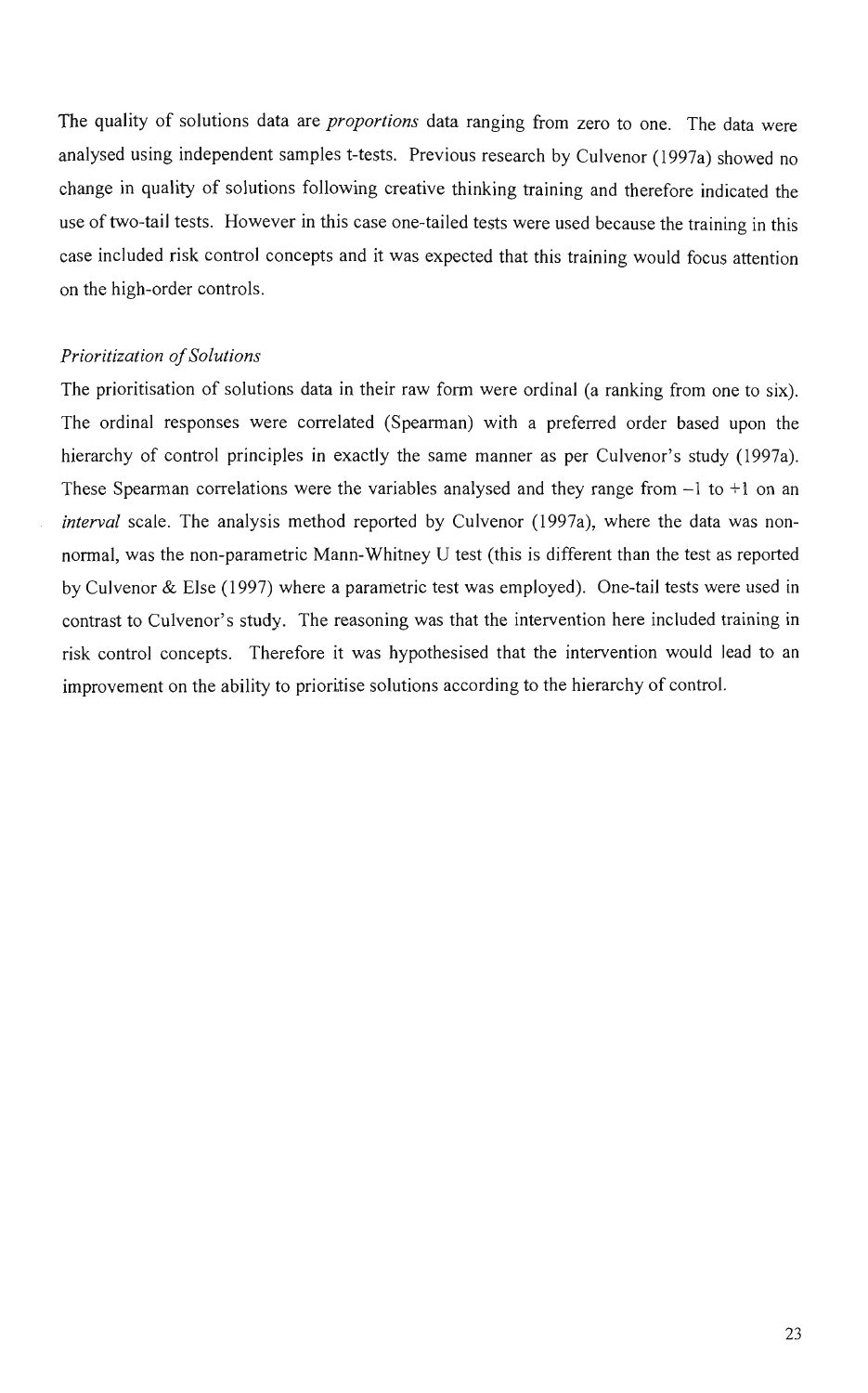The quality of solutions data are *proportions* data ranging from zero to one. The data were analysed using independent samples t-tests. Previous research by Culvenor (1997a) showed no change in quality of solutions following creative thinking training and therefore indicated the use of two-tail tests. However in this case one-tailed tests were used because the training in this case included risk control concepts and it was expected that this training would focus attention on the high-order controls.

*Prioritization of Solutions*

The prioritisation of solutions data in their raw form were ordinal (a ranking from one to six). The ordinal responses were correlated (Spearman) with a preferred order based upon the hierarchy of control principles in exactly the same manner as per Culvenor's study (1997a). These Spearman correlations were the variables analysed and they range from $-1$ to $+1$ on an *interval* scale. The analysis method reported by Culvenor (1997a), where the data was non-normal, was the non-parametric Mann-Whitney U test (this is different than the test as reported by Culvenor & Else (1997) where a parametric test was employed). One-tail tests were used in contrast to Culvenor's study. The reasoning was that the intervention here included training in risk control concepts. Therefore it was hypothesised that the intervention would lead to an improvement on the ability to prioritise solutions according to the hierarchy of control.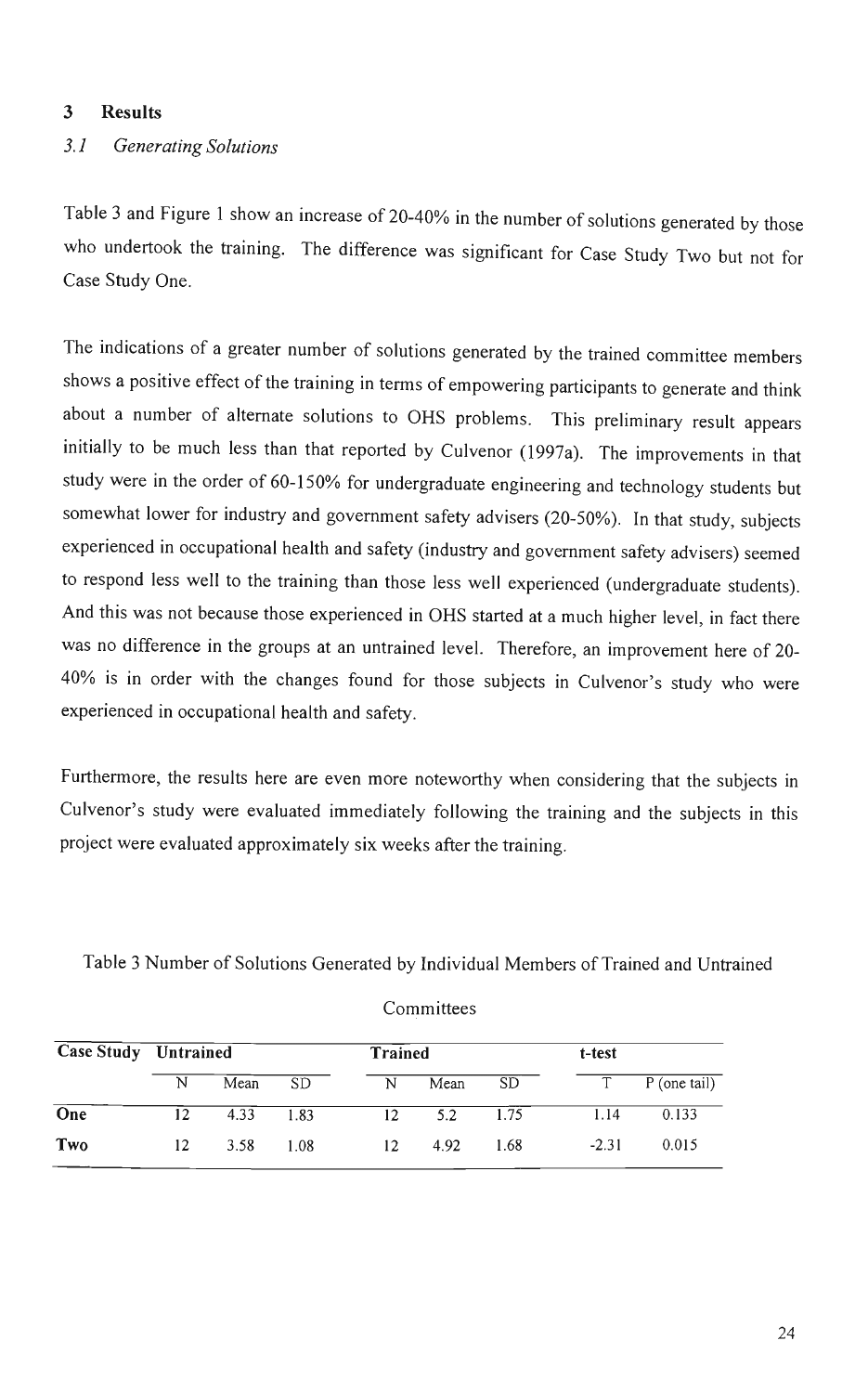## 3 Results

### *3.1 Generating Solutions*

Table 3 and Figure 1 show an increase of 20-40% in the number of solutions generated by those who undertook the training. The difference was significant for Case Study Two but not for Case Study One.

The indications of a greater number of solutions generated by the trained committee members shows a positive effect of the training in terms of empowering participants to generate and think about a number of alternate solutions to OHS problems. This preliminary result appears initially to be much less than that reported by Culvenor (1997a). The improvements in that study were in the order of 60-150% for undergraduate engineering and technology students but somewhat lower for industry and government safety advisers (20-50%). In that study, subjects experienced in occupational health and safety (industry and government safety advisers) seemed to respond less well to the training than those less well experienced (undergraduate students). And this was not because those experienced in OHS started at a much higher level, in fact there was no difference in the groups at an untrained level. Therefore, an improvement here of 20-40% is in order with the changes found for those subjects in Culvenor's study who were experienced in occupational health and safety.

Furthermore, the results here are even more noteworthy when considering that the subjects in Culvenor's study were evaluated immediately following the training and the subjects in this project were evaluated approximately six weeks after the training.

Table 3 Number of Solutions Generated by Individual Members of Trained and Untrained Committees

| Case Study | Untrained | | | Trained | | | t-test | |
|---|---|---|---|---|---|---|---|---|
| | N | Mean | SD | N | Mean | SD | T | P (one tail) |
| **One** | 12 | 4.33 | 1.83 | 12 | 5.2 | 1.75 | 1.14 | 0.133 |
| **Two** | 12 | 3.58 | 1.08 | 12 | 4.92 | 1.68 | -2.31 | 0.015 |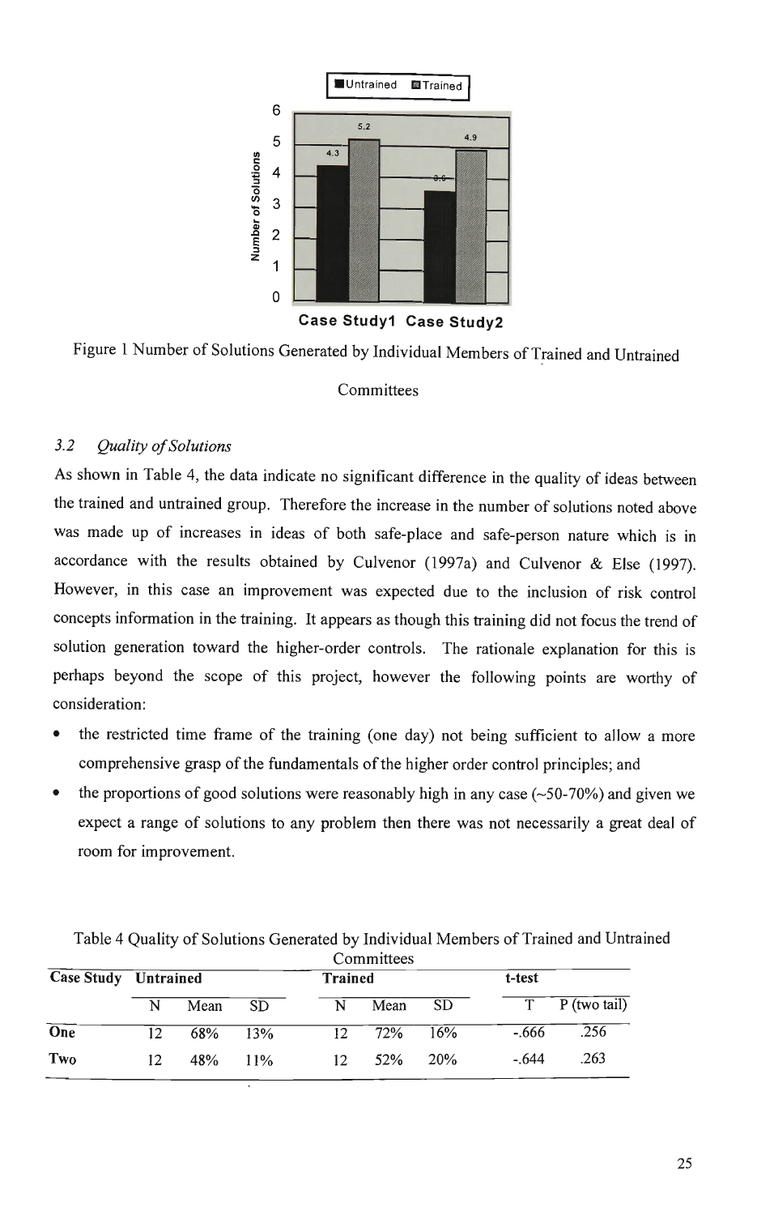Figure 1 Number of Solutions Generated by Individual Members of Trained and Untrained Committees

### 3.2 *Quality of Solutions*

As shown in Table 4, the data indicate no significant difference in the quality of ideas between the trained and untrained group. Therefore the increase in the number of solutions noted above was made up of increases in ideas of both safe-place and safe-person nature which is in accordance with the results obtained by Culvenor (1997a) and Culvenor & Else (1997). However, in this case an improvement was expected due to the inclusion of risk control concepts information in the training. It appears as though this training did not focus the trend of solution generation toward the higher-order controls. The rationale explanation for this is perhaps beyond the scope of this project, however the following points are worthy of consideration:

- the restricted time frame of the training (one day) not being sufficient to allow a more comprehensive grasp of the fundamentals of the higher order control principles; and
- the proportions of good solutions were reasonably high in any case (~50-70%) and given we expect a range of solutions to any problem then there was not necessarily a great deal of room for improvement.

Table 4 Quality of Solutions Generated by Individual Members of Trained and Untrained Committees

| Case Study | Untrained | | | Trained | | | t-test | |
|---|---|---|---|---|---|---|---|---|
| | N | Mean | SD | N | Mean | SD | T | P (two tail) |
| **One** | 12 | 68% | 13% | 12 | 72% | 16% | -.666 | .256 |
| **Two** | 12 | 48% | 11% | 12 | 52% | 20% | -.644 | .263 |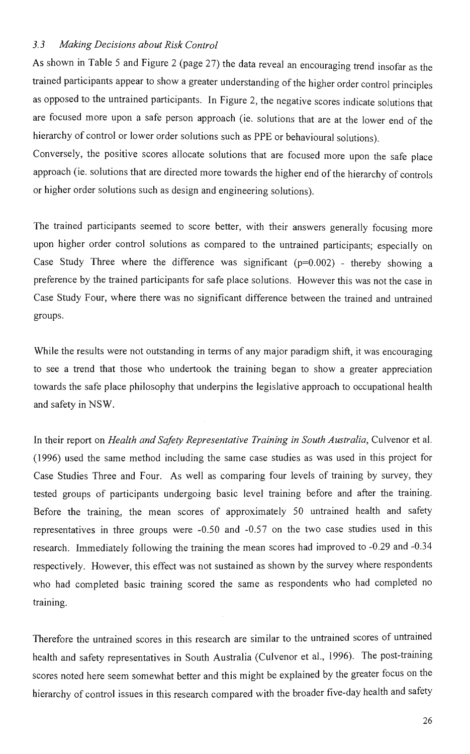### *3.3 Making Decisions about Risk Control*

As shown in Table 5 and Figure 2 (page 27) the data reveal an encouraging trend insofar as the trained participants appear to show a greater understanding of the higher order control principles as opposed to the untrained participants. In Figure 2, the negative scores indicate solutions that are focused more upon a safe person approach (ie. solutions that are at the lower end of the hierarchy of control or lower order solutions such as PPE or behavioural solutions).
Conversely, the positive scores allocate solutions that are focused more upon the safe place approach (ie. solutions that are directed more towards the higher end of the hierarchy of controls or higher order solutions such as design and engineering solutions).

The trained participants seemed to score better, with their answers generally focusing more upon higher order control solutions as compared to the untrained participants; especially on Case Study Three where the difference was significant ($p=0.002$) - thereby showing a preference by the trained participants for safe place solutions. However this was not the case in Case Study Four, where there was no significant difference between the trained and untrained groups.

While the results were not outstanding in terms of any major paradigm shift, it was encouraging to see a trend that those who undertook the training began to show a greater appreciation towards the safe place philosophy that underpins the legislative approach to occupational health and safety in NSW.

In their report on *Health and Safety Representative Training in South Australia*, Culvenor et al. (1996) used the same method including the same case studies as was used in this project for Case Studies Three and Four. As well as comparing four levels of training by survey, they tested groups of participants undergoing basic level training before and after the training. Before the training, the mean scores of approximately 50 untrained health and safety representatives in three groups were -0.50 and -0.57 on the two case studies used in this research. Immediately following the training the mean scores had improved to -0.29 and -0.34 respectively. However, this effect was not sustained as shown by the survey where respondents who had completed basic training scored the same as respondents who had completed no training.

Therefore the untrained scores in this research are similar to the untrained scores of untrained health and safety representatives in South Australia (Culvenor et al., 1996). The post-training scores noted here seem somewhat better and this might be explained by the greater focus on the hierarchy of control issues in this research compared with the broader five-day health and safety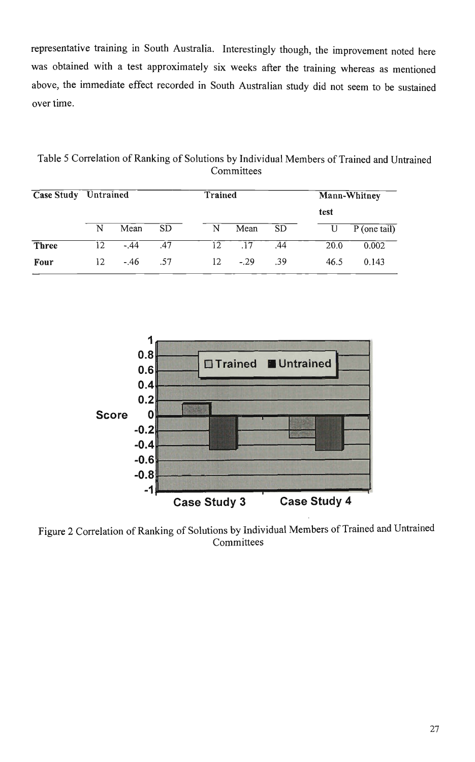representative training in South Australia. Interestingly though, the improvement noted here was obtained with a test approximately six weeks after the training whereas as mentioned above, the immediate effect recorded in South Australian study did not seem to be sustained over time.

Table 5 Correlation of Ranking of Solutions by Individual Members of Trained and Untrained Committees

| Case Study | Untrained | | | Trained | | | Mann-Whitney test | |
|---|---|---|---|---|---|---|---|---|
| | N | Mean | SD | N | Mean | SD | U | P (one tail) |
| **Three** | 12 | -.44 | .47 | 12 | .17 | .44 | 20.0 | 0.002 |
| **Four** | 12 | -.46 | .57 | 12 | -.29 | .39 | 46.5 | 0.143 |

Figure 2 Correlation of Ranking of Solutions by Individual Members of Trained and Untrained Committees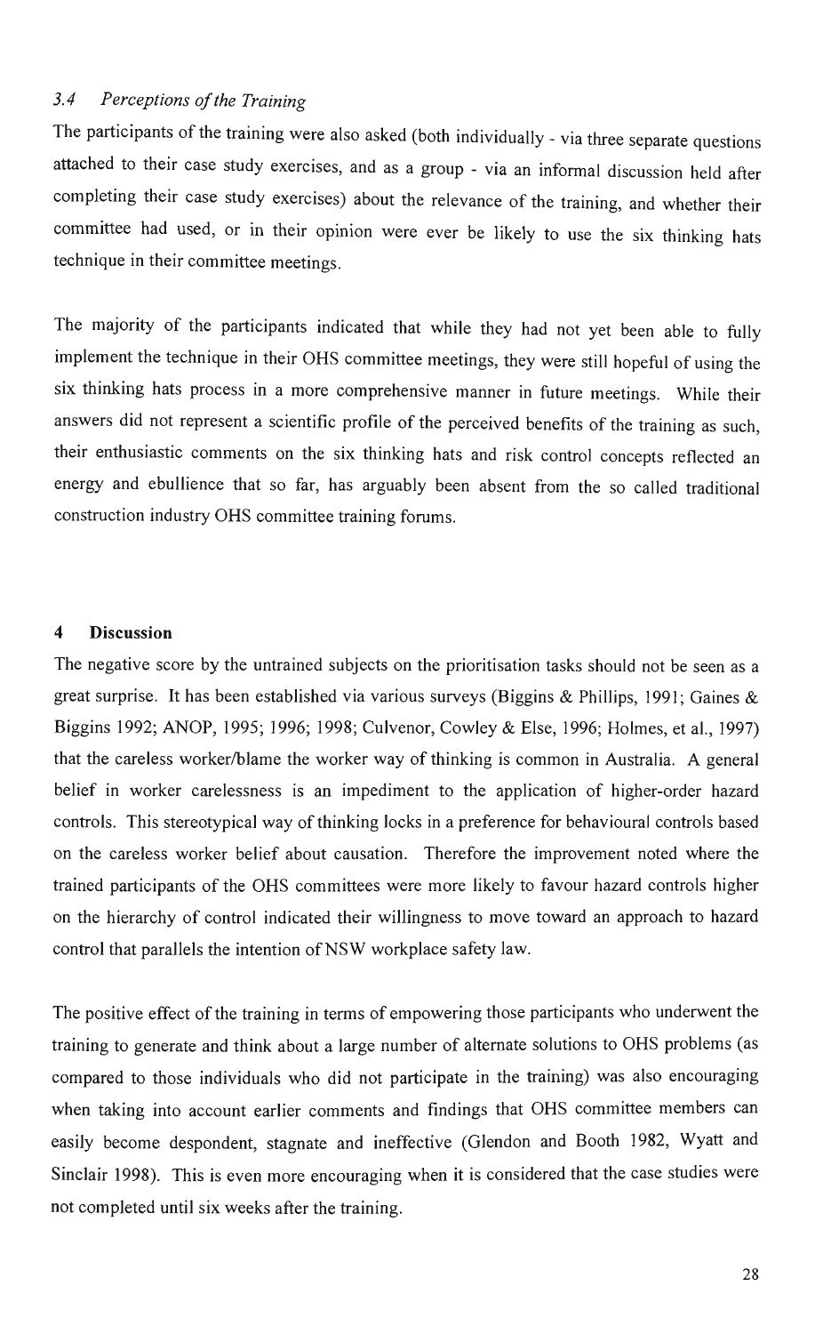### *3.4 Perceptions of the Training*

The participants of the training were also asked (both individually - via three separate questions attached to their case study exercises, and as a group - via an informal discussion held after completing their case study exercises) about the relevance of the training, and whether their committee had used, or in their opinion were ever be likely to use the six thinking hats technique in their committee meetings.

The majority of the participants indicated that while they had not yet been able to fully implement the technique in their OHS committee meetings, they were still hopeful of using the six thinking hats process in a more comprehensive manner in future meetings. While their answers did not represent a scientific profile of the perceived benefits of the training as such, their enthusiastic comments on the six thinking hats and risk control concepts reflected an energy and ebullience that so far, has arguably been absent from the so called traditional construction industry OHS committee training forums.

## 4 Discussion

The negative score by the untrained subjects on the prioritisation tasks should not be seen as a great surprise. It has been established via various surveys (Biggins & Phillips, 1991; Gaines & Biggins 1992; ANOP, 1995; 1996; 1998; Culvenor, Cowley & Else, 1996; Holmes, et al., 1997) that the careless worker/blame the worker way of thinking is common in Australia. A general belief in worker carelessness is an impediment to the application of higher-order hazard controls. This stereotypical way of thinking locks in a preference for behavioural controls based on the careless worker belief about causation. Therefore the improvement noted where the trained participants of the OHS committees were more likely to favour hazard controls higher on the hierarchy of control indicated their willingness to move toward an approach to hazard control that parallels the intention of NSW workplace safety law.

The positive effect of the training in terms of empowering those participants who underwent the training to generate and think about a large number of alternate solutions to OHS problems (as compared to those individuals who did not participate in the training) was also encouraging when taking into account earlier comments and findings that OHS committee members can easily become despondent, stagnate and ineffective (Glendon and Booth 1982, Wyatt and Sinclair 1998). This is even more encouraging when it is considered that the case studies were not completed until six weeks after the training.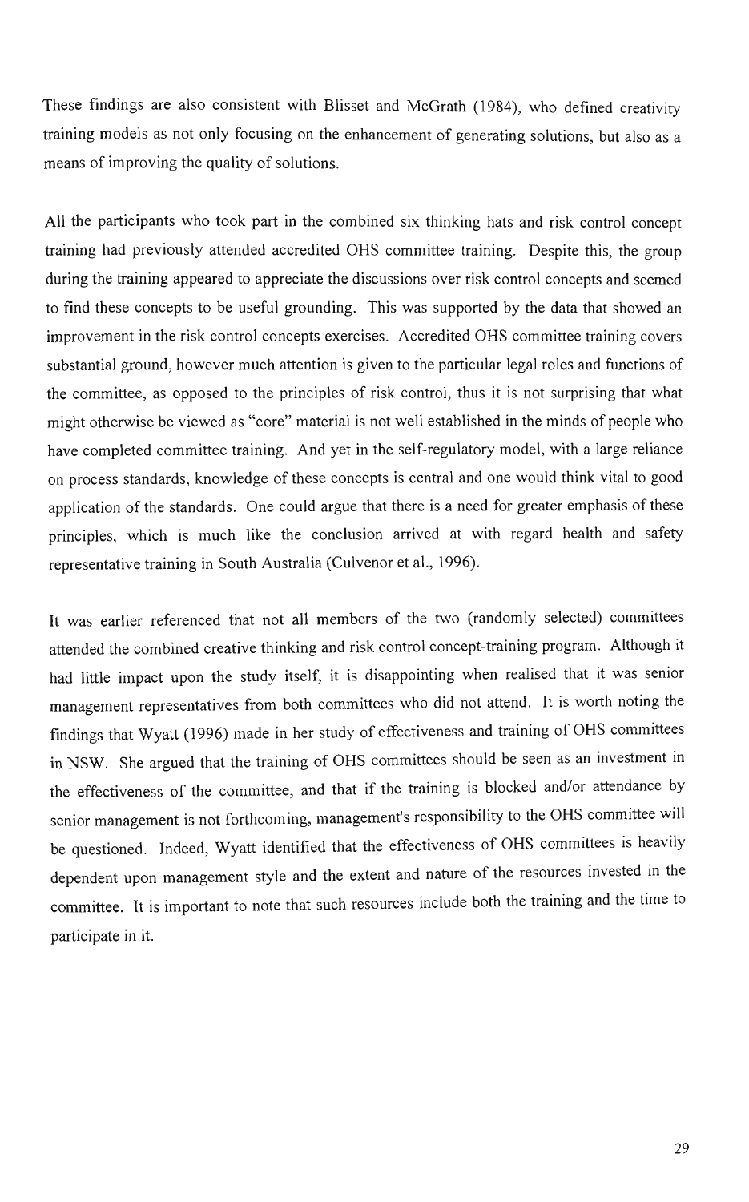These findings are also consistent with Blisset and McGrath (1984), who defined creativity training models as not only focusing on the enhancement of generating solutions, but also as a means of improving the quality of solutions.

All the participants who took part in the combined six thinking hats and risk control concept training had previously attended accredited OHS committee training. Despite this, the group during the training appeared to appreciate the discussions over risk control concepts and seemed to find these concepts to be useful grounding. This was supported by the data that showed an improvement in the risk control concepts exercises. Accredited OHS committee training covers substantial ground, however much attention is given to the particular legal roles and functions of the committee, as opposed to the principles of risk control, thus it is not surprising that what might otherwise be viewed as "core" material is not well established in the minds of people who have completed committee training. And yet in the self-regulatory model, with a large reliance on process standards, knowledge of these concepts is central and one would think vital to good application of the standards. One could argue that there is a need for greater emphasis of these principles, which is much like the conclusion arrived at with regard health and safety representative training in South Australia (Culvenor et al., 1996).

It was earlier referenced that not all members of the two (randomly selected) committees attended the combined creative thinking and risk control concept-training program. Although it had little impact upon the study itself, it is disappointing when realised that it was senior management representatives from both committees who did not attend. It is worth noting the findings that Wyatt (1996) made in her study of effectiveness and training of OHS committees in NSW. She argued that the training of OHS committees should be seen as an investment in the effectiveness of the committee, and that if the training is blocked and/or attendance by senior management is not forthcoming, management's responsibility to the OHS committee will be questioned. Indeed, Wyatt identified that the effectiveness of OHS committees is heavily dependent upon management style and the extent and nature of the resources invested in the committee. It is important to note that such resources include both the training and the time to participate in it.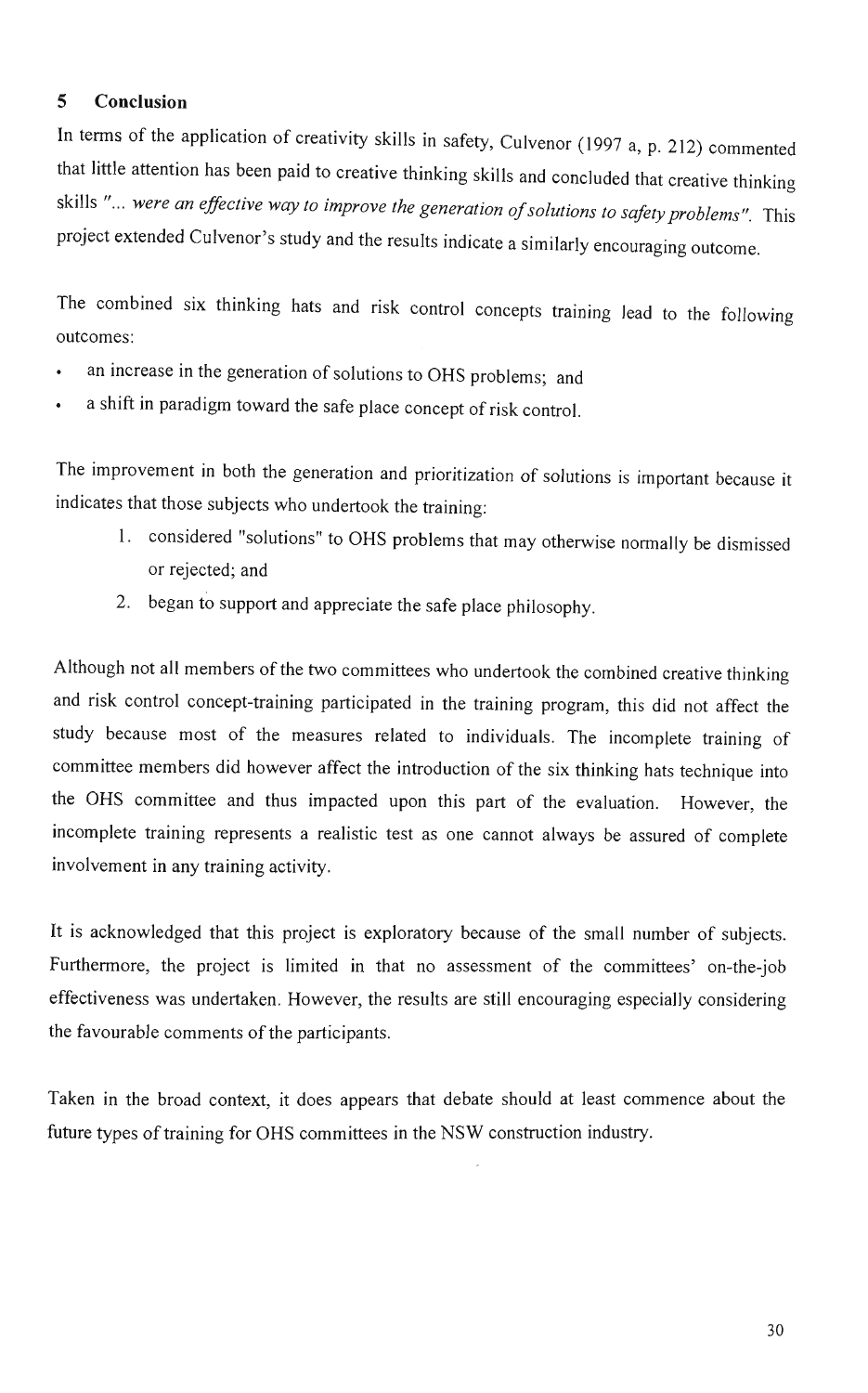## 5 Conclusion

In terms of the application of creativity skills in safety, Culvenor (1997 a, p. 212) commented that little attention has been paid to creative thinking skills and concluded that creative thinking skills *"... were an effective way to improve the generation of solutions to safety problems"*. This project extended Culvenor's study and the results indicate a similarly encouraging outcome.

The combined six thinking hats and risk control concepts training lead to the following outcomes:

- an increase in the generation of solutions to OHS problems; and
- a shift in paradigm toward the safe place concept of risk control.

The improvement in both the generation and prioritization of solutions is important because it indicates that those subjects who undertook the training:

1. considered "solutions" to OHS problems that may otherwise normally be dismissed or rejected; and
2. began to support and appreciate the safe place philosophy.

Although not all members of the two committees who undertook the combined creative thinking and risk control concept-training participated in the training program, this did not affect the study because most of the measures related to individuals. The incomplete training of committee members did however affect the introduction of the six thinking hats technique into the OHS committee and thus impacted upon this part of the evaluation. However, the incomplete training represents a realistic test as one cannot always be assured of complete involvement in any training activity.

It is acknowledged that this project is exploratory because of the small number of subjects. Furthermore, the project is limited in that no assessment of the committees' on-the-job effectiveness was undertaken. However, the results are still encouraging especially considering the favourable comments of the participants.

Taken in the broad context, it does appears that debate should at least commence about the future types of training for OHS committees in the NSW construction industry.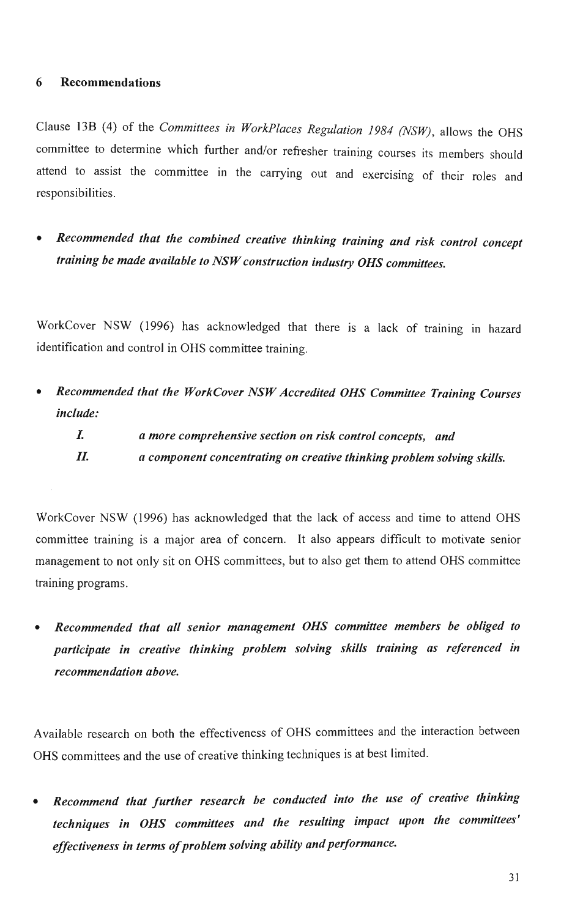## 6 Recommendations

Clause 13B (4) of the *Committees in WorkPlaces Regulation 1984 (NSW)*, allows the OHS committee to determine which further and/or refresher training courses its members should attend to assist the committee in the carrying out and exercising of their roles and responsibilities.

- ***Recommended that the combined creative thinking training and risk control concept training be made available to NSW construction industry OHS committees.***

WorkCover NSW (1996) has acknowledged that there is a lack of training in hazard identification and control in OHS committee training.

- ***Recommended that the WorkCover NSW Accredited OHS Committee Training Courses include:***
  - ***I. a more comprehensive section on risk control concepts, and***
  - ***II. a component concentrating on creative thinking problem solving skills.***

WorkCover NSW (1996) has acknowledged that the lack of access and time to attend OHS committee training is a major area of concern. It also appears difficult to motivate senior management to not only sit on OHS committees, but to also get them to attend OHS committee training programs.

- ***Recommended that all senior management OHS committee members be obliged to participate in creative thinking problem solving skills training as referenced in recommendation above.***

Available research on both the effectiveness of OHS committees and the interaction between OHS committees and the use of creative thinking techniques is at best limited.

- ***Recommend that further research be conducted into the use of creative thinking techniques in OHS committees and the resulting impact upon the committees' effectiveness in terms of problem solving ability and performance.***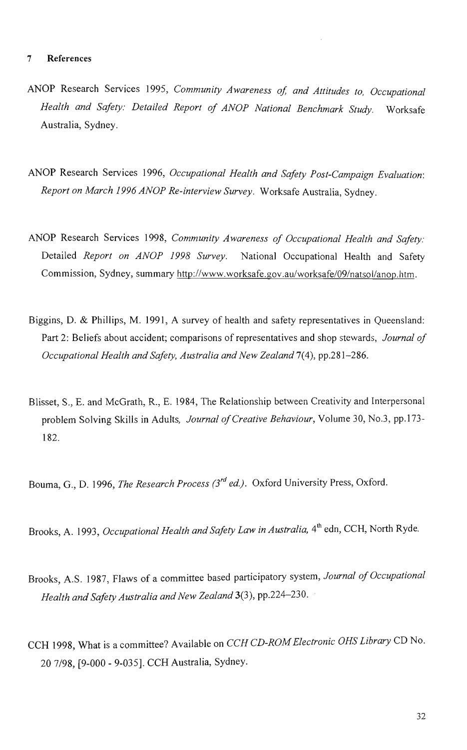## 7 References

ANOP Research Services 1995, *Community Awareness of, and Attitudes to, Occupational Health and Safety: Detailed Report of ANOP National Benchmark Study.* Worksafe Australia, Sydney.

ANOP Research Services 1996, *Occupational Health and Safety Post-Campaign Evaluation: Report on March 1996 ANOP Re-interview Survey.* Worksafe Australia, Sydney.

ANOP Research Services 1998, *Community Awareness of Occupational Health and Safety:* Detailed *Report on ANOP 1998 Survey.* National Occupational Health and Safety Commission, Sydney, summary http://www.worksafe.gov.au/worksafe/09/natsol/anop.htm.

Biggins, D. & Phillips, M. 1991, A survey of health and safety representatives in Queensland: Part 2: Beliefs about accident; comparisons of representatives and shop stewards, *Journal of Occupational Health and Safety, Australia and New Zealand* 7(4), pp.281–286.

Blisset, S., E. and McGrath, R., E. 1984, The Relationship between Creativity and Interpersonal problem Solving Skills in Adults, *Journal of Creative Behaviour*, Volume 30, No.3, pp.173-182.

Bouma, G., D. 1996, *The Research Process (3rd ed.).* Oxford University Press, Oxford.

Brooks, A. 1993, *Occupational Health and Safety Law in Australia,* 4th edn, CCH, North Ryde.

Brooks, A.S. 1987, Flaws of a committee based participatory system, *Journal of Occupational Health and Safety Australia and New Zealand* 3(3), pp.224–230.

CCH 1998, What is a committee? Available on *CCH CD-ROM Electronic OHS Library* CD No. 20 7/98, [9-000 - 9-035]. CCH Australia, Sydney.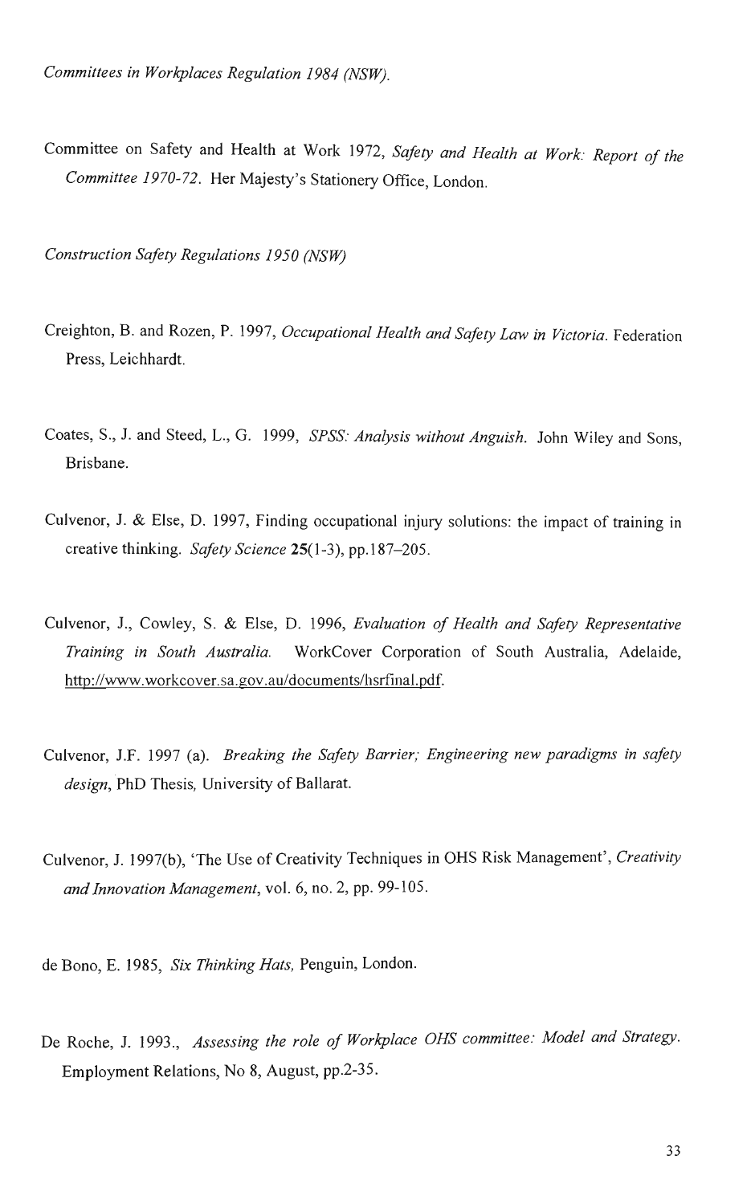*Committees in Workplaces Regulation 1984 (NSW).*

Committee on Safety and Health at Work 1972, *Safety and Health at Work: Report of the Committee 1970-72.* Her Majesty's Stationery Office, London.

*Construction Safety Regulations 1950 (NSW)*

Creighton, B. and Rozen, P. 1997, *Occupational Health and Safety Law in Victoria.* Federation Press, Leichhardt.

Coates, S., J. and Steed, L., G. 1999, *SPSS: Analysis without Anguish.* John Wiley and Sons, Brisbane.

Culvenor, J. & Else, D. 1997, Finding occupational injury solutions: the impact of training in creative thinking. *Safety Science* **25**(1-3), pp.187–205.

Culvenor, J., Cowley, S. & Else, D. 1996, *Evaluation of Health and Safety Representative Training in South Australia.* WorkCover Corporation of South Australia, Adelaide, http://www.workcover.sa.gov.au/documents/hsrfinal.pdf.

Culvenor, J.F. 1997 (a). *Breaking the Safety Barrier; Engineering new paradigms in safety design*, PhD Thesis, University of Ballarat.

Culvenor, J. 1997(b), 'The Use of Creativity Techniques in OHS Risk Management', *Creativity and Innovation Management*, vol. 6, no. 2, pp. 99-105.

de Bono, E. 1985, *Six Thinking Hats,* Penguin, London.

De Roche, J. 1993., *Assessing the role of Workplace OHS committee: Model and Strategy.* Employment Relations, No 8, August, pp.2-35.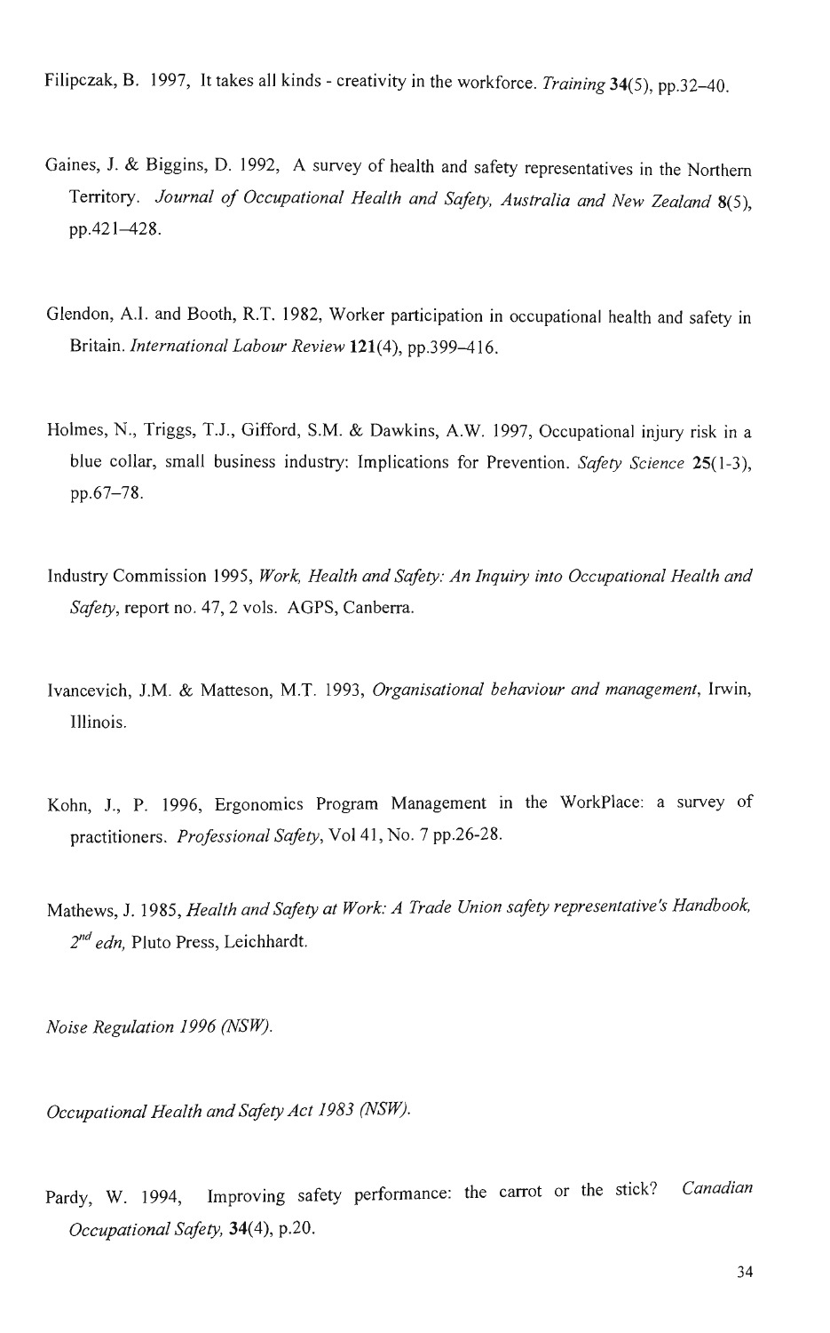Filipczak, B. 1997, It takes all kinds - creativity in the workforce. *Training* **34**(5), pp.32–40.

Gaines, J. & Biggins, D. 1992, A survey of health and safety representatives in the Northern Territory. *Journal of Occupational Health and Safety, Australia and New Zealand* **8**(5), pp.421–428.

Glendon, A.I. and Booth, R.T. 1982, Worker participation in occupational health and safety in Britain. *International Labour Review* **121**(4), pp.399–416.

Holmes, N., Triggs, T.J., Gifford, S.M. & Dawkins, A.W. 1997, Occupational injury risk in a blue collar, small business industry: Implications for Prevention. *Safety Science* **25**(1-3), pp.67–78.

Industry Commission 1995, *Work, Health and Safety: An Inquiry into Occupational Health and Safety*, report no. 47, 2 vols. AGPS, Canberra.

Ivancevich, J.M. & Matteson, M.T. 1993, *Organisational behaviour and management*, Irwin, Illinois.

Kohn, J., P. 1996, Ergonomics Program Management in the WorkPlace: a survey of practitioners. *Professional Safety*, Vol 41, No. 7 pp.26-28.

Mathews, J. 1985, *Health and Safety at Work: A Trade Union safety representative's Handbook, 2nd edn,* Pluto Press, Leichhardt.

*Noise Regulation 1996 (NSW).*

*Occupational Health and Safety Act 1983 (NSW).*

Pardy, W. 1994, Improving safety performance: the carrot or the stick? *Canadian Occupational Safety,* **34**(4), p.20.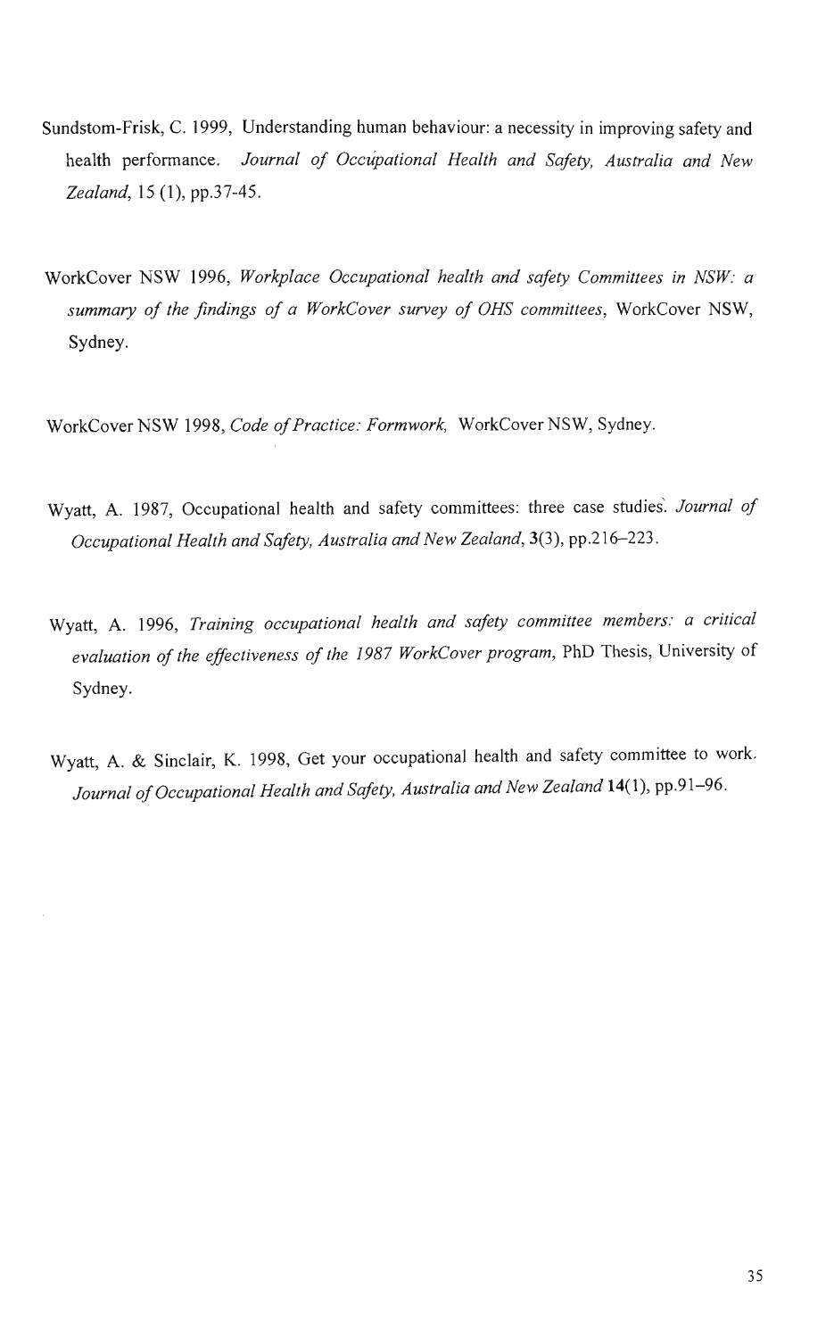Sundstom-Frisk, C. 1999, Understanding human behaviour: a necessity in improving safety and health performance. *Journal of Occupational Health and Safety, Australia and New Zealand*, 15 (1), pp.37-45.

WorkCover NSW 1996, *Workplace Occupational health and safety Committees in NSW: a summary of the findings of a WorkCover survey of OHS committees*, WorkCover NSW, Sydney.

WorkCover NSW 1998, *Code of Practice: Formwork*, WorkCover NSW, Sydney.

Wyatt, A. 1987, Occupational health and safety committees: three case studies. *Journal of Occupational Health and Safety, Australia and New Zealand*, **3**(3), pp.216–223.

Wyatt, A. 1996, *Training occupational health and safety committee members: a critical evaluation of the effectiveness of the 1987 WorkCover program*, PhD Thesis, University of Sydney.

Wyatt, A. & Sinclair, K. 1998, Get your occupational health and safety committee to work. *Journal of Occupational Health and Safety, Australia and New Zealand* **14**(1), pp.91–96.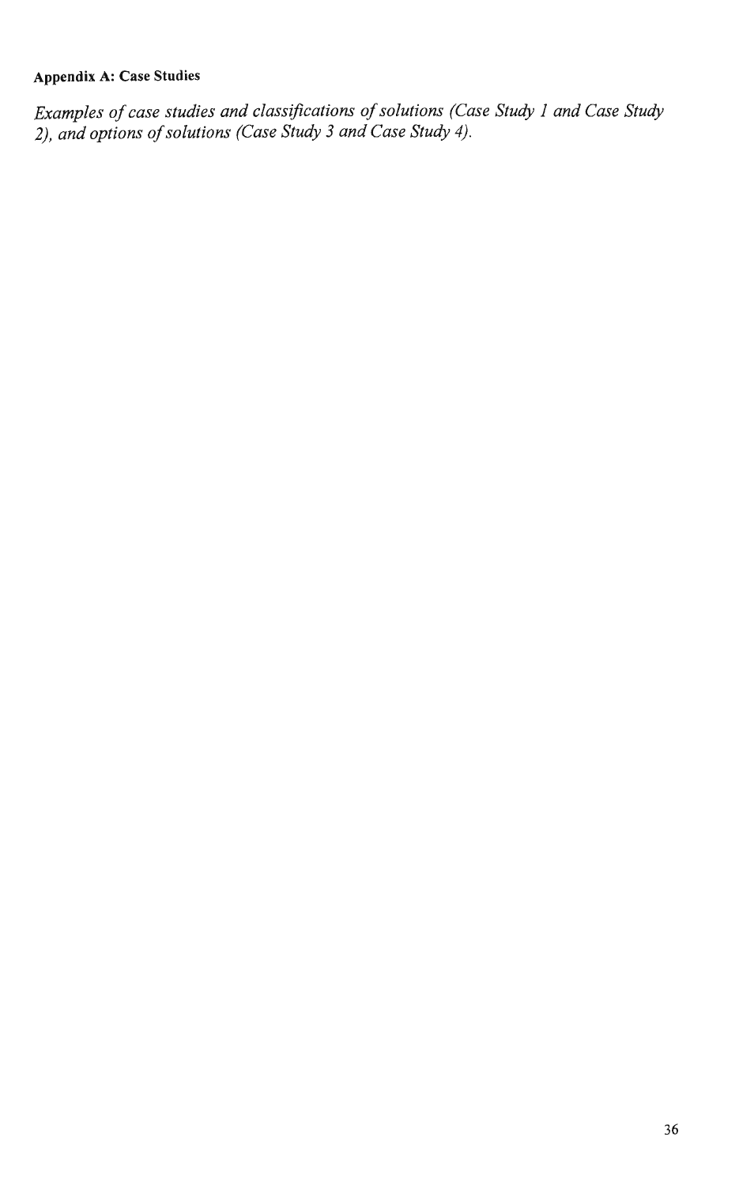## Appendix A: Case Studies

*Examples of case studies and classifications of solutions (Case Study 1 and Case Study 2), and options of solutions (Case Study 3 and Case Study 4).*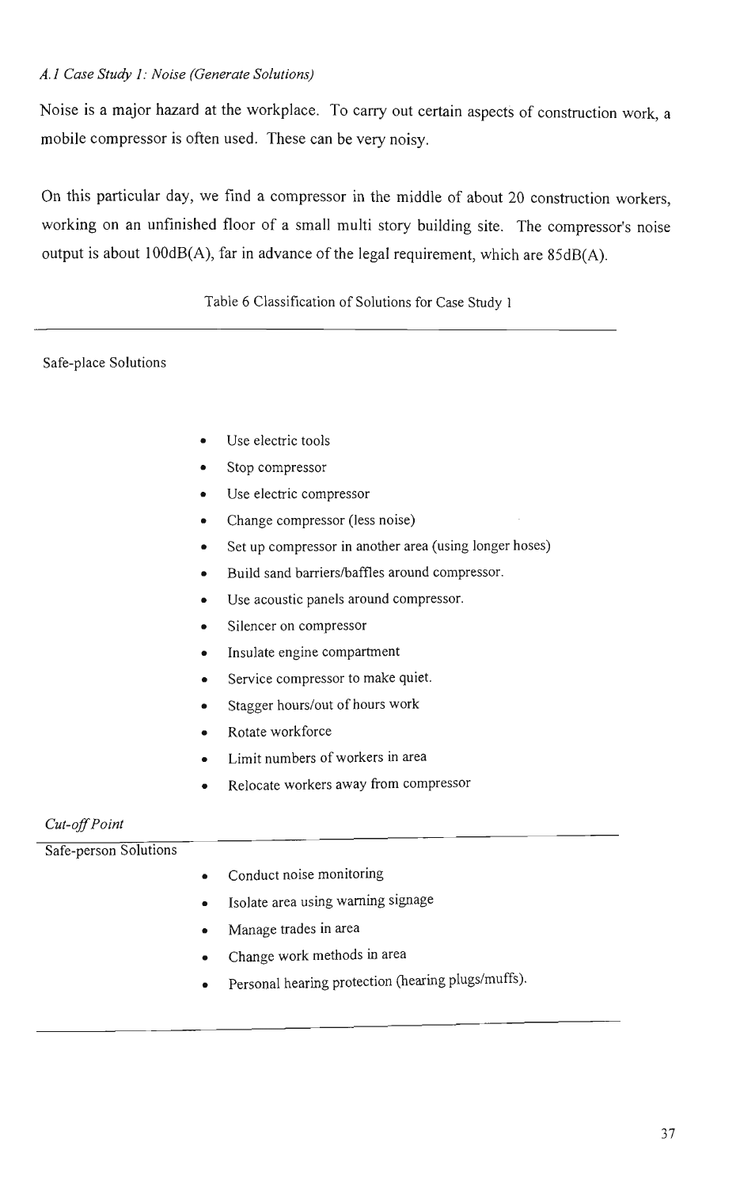*A.1 Case Study 1: Noise (Generate Solutions)*

Noise is a major hazard at the workplace. To carry out certain aspects of construction work, a mobile compressor is often used. These can be very noisy.

On this particular day, we find a compressor in the middle of about 20 construction workers, working on an unfinished floor of a small multi story building site. The compressor's noise output is about 100dB(A), far in advance of the legal requirement, which are 85dB(A).

Table 6 Classification of Solutions for Case Study 1

Safe-place Solutions

- Use electric tools
- Stop compressor
- Use electric compressor
- Change compressor (less noise)
- Set up compressor in another area (using longer hoses)
- Build sand barriers/baffles around compressor.
- Use acoustic panels around compressor.
- Silencer on compressor
- Insulate engine compartment
- Service compressor to make quiet.
- Stagger hours/out of hours work
- Rotate workforce
- Limit numbers of workers in area
- Relocate workers away from compressor

*Cut-off Point*

Safe-person Solutions

- Conduct noise monitoring
- Isolate area using warning signage
- Manage trades in area
- Change work methods in area
- Personal hearing protection (hearing plugs/muffs).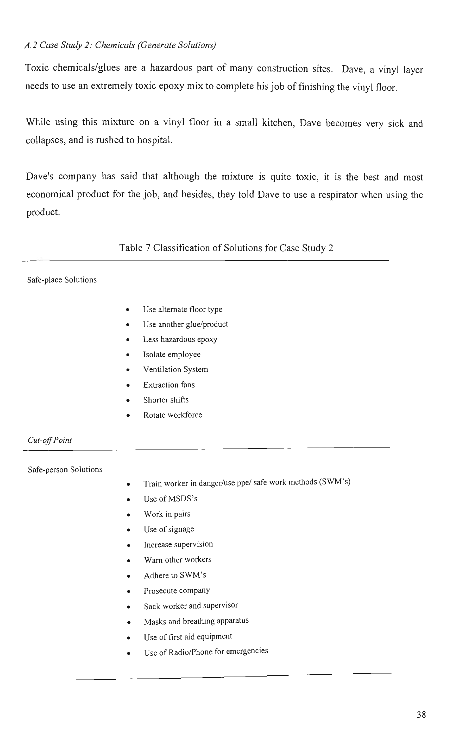*A.2 Case Study 2: Chemicals (Generate Solutions)*

Toxic chemicals/glues are a hazardous part of many construction sites. Dave, a vinyl layer needs to use an extremely toxic epoxy mix to complete his job of finishing the vinyl floor.

While using this mixture on a vinyl floor in a small kitchen, Dave becomes very sick and collapses, and is rushed to hospital.

Dave's company has said that although the mixture is quite toxic, it is the best and most economical product for the job, and besides, they told Dave to use a respirator when using the product.

Table 7 Classification of Solutions for Case Study 2

Safe-place Solutions

- Use alternate floor type
- Use another glue/product
- Less hazardous epoxy
- Isolate employee
- Ventilation System
- Extraction fans
- Shorter shifts
- Rotate workforce

*Cut-off Point*

Safe-person Solutions

- Train worker in danger/use ppe/ safe work methods (SWM's)
- Use of MSDS's
- Work in pairs
- Use of signage
- Increase supervision
- Warn other workers
- Adhere to SWM's
- Prosecute company
- Sack worker and supervisor
- Masks and breathing apparatus
- Use of first aid equipment
- Use of Radio/Phone for emergencies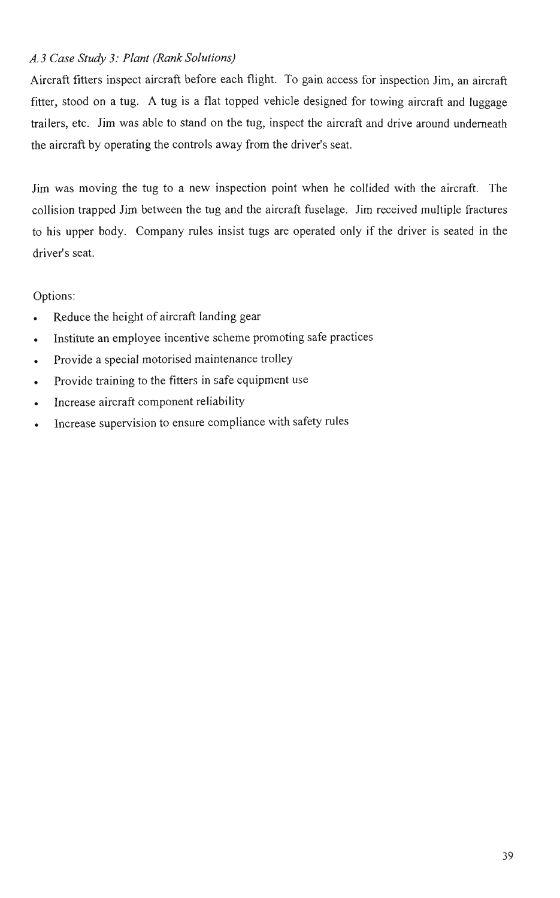### *A.3 Case Study 3: Plant (Rank Solutions)*

Aircraft fitters inspect aircraft before each flight. To gain access for inspection Jim, an aircraft fitter, stood on a tug. A tug is a flat topped vehicle designed for towing aircraft and luggage trailers, etc. Jim was able to stand on the tug, inspect the aircraft and drive around underneath the aircraft by operating the controls away from the driver's seat.

Jim was moving the tug to a new inspection point when he collided with the aircraft. The collision trapped Jim between the tug and the aircraft fuselage. Jim received multiple fractures to his upper body. Company rules insist tugs are operated only if the driver is seated in the driver's seat.

Options:

- Reduce the height of aircraft landing gear
- Institute an employee incentive scheme promoting safe practices
- Provide a special motorised maintenance trolley
- Provide training to the fitters in safe equipment use
- Increase aircraft component reliability
- Increase supervision to ensure compliance with safety rules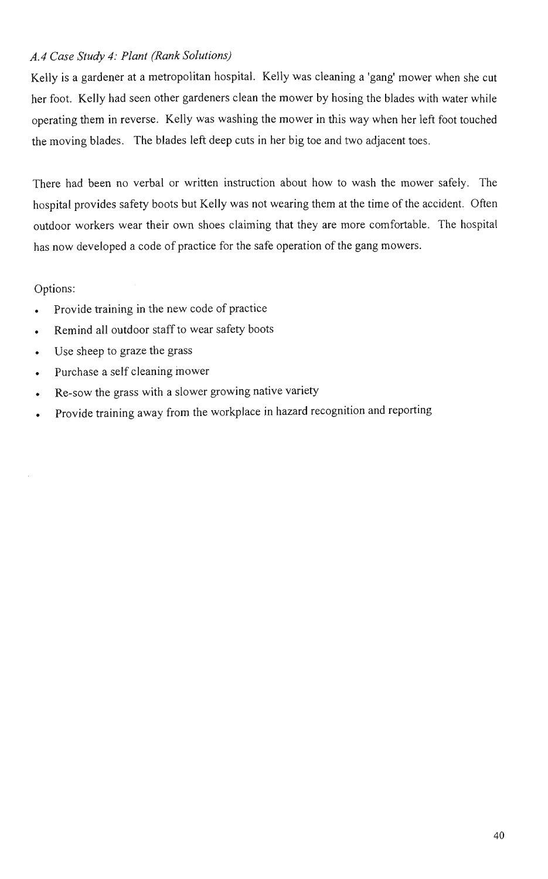### *A.4 Case Study 4: Plant (Rank Solutions)*

Kelly is a gardener at a metropolitan hospital. Kelly was cleaning a 'gang' mower when she cut her foot. Kelly had seen other gardeners clean the mower by hosing the blades with water while operating them in reverse. Kelly was washing the mower in this way when her left foot touched the moving blades. The blades left deep cuts in her big toe and two adjacent toes.

There had been no verbal or written instruction about how to wash the mower safely. The hospital provides safety boots but Kelly was not wearing them at the time of the accident. Often outdoor workers wear their own shoes claiming that they are more comfortable. The hospital has now developed a code of practice for the safe operation of the gang mowers.

Options:

- Provide training in the new code of practice
- Remind all outdoor staff to wear safety boots
- Use sheep to graze the grass
- Purchase a self cleaning mower
- Re-sow the grass with a slower growing native variety
- Provide training away from the workplace in hazard recognition and reporting